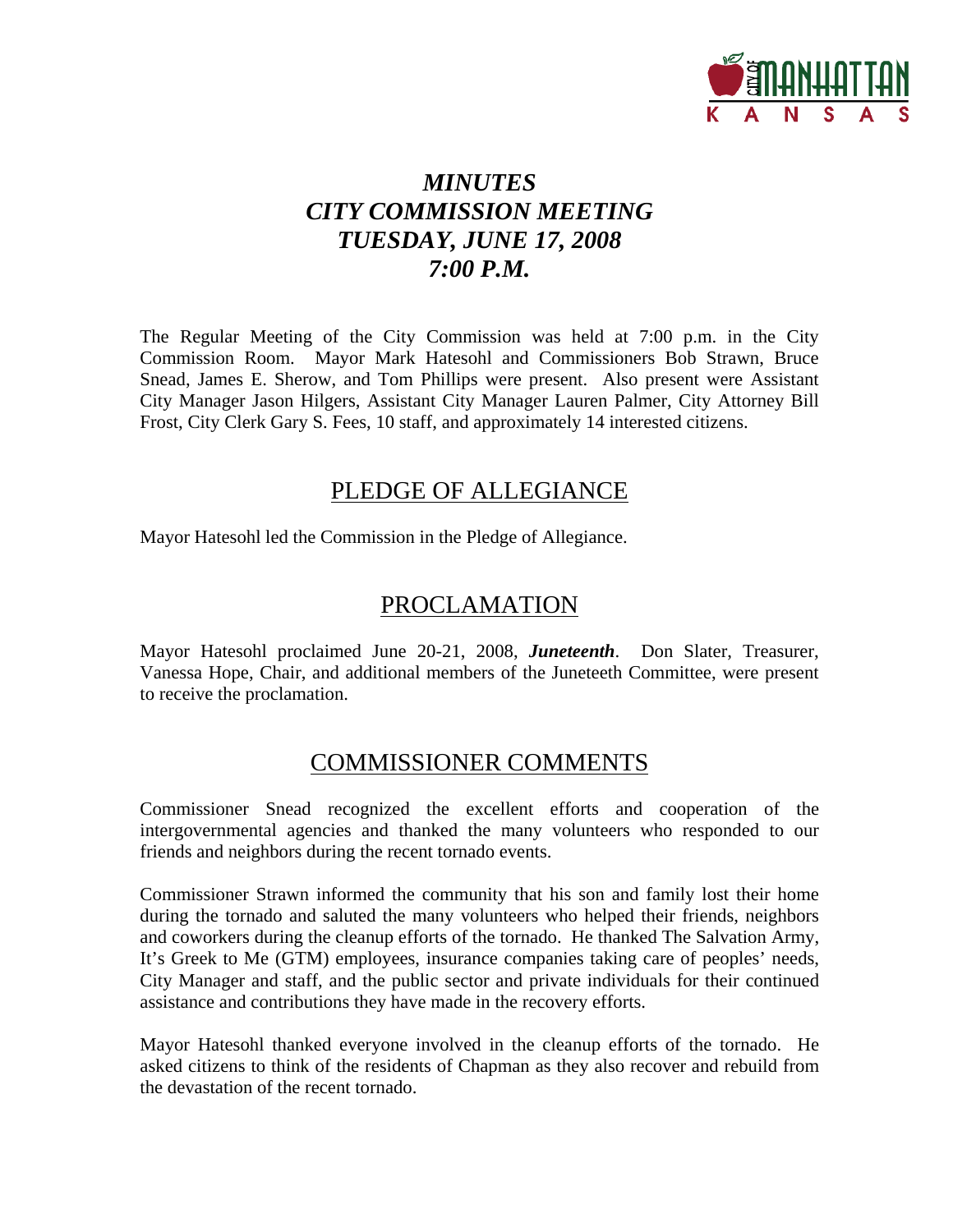# *MINUTES*
# *CITY COMMISSION MEETING*
# *TUESDAY, JUNE 17, 2008*
# *7:00 P.M.*

The Regular Meeting of the City Commission was held at 7:00 p.m. in the City Commission Room. Mayor Mark Hatesohl and Commissioners Bob Strawn, Bruce Snead, James E. Sherow, and Tom Phillips were present. Also present were Assistant City Manager Jason Hilgers, Assistant City Manager Lauren Palmer, City Attorney Bill Frost, City Clerk Gary S. Fees, 10 staff, and approximately 14 interested citizens.

## PLEDGE OF ALLEGIANCE

Mayor Hatesohl led the Commission in the Pledge of Allegiance.

## PROCLAMATION

Mayor Hatesohl proclaimed June 20-21, 2008, ***Juneteenth***. Don Slater, Treasurer, Vanessa Hope, Chair, and additional members of the Juneteeth Committee, were present to receive the proclamation.

## COMMISSIONER COMMENTS

Commissioner Snead recognized the excellent efforts and cooperation of the intergovernmental agencies and thanked the many volunteers who responded to our friends and neighbors during the recent tornado events.

Commissioner Strawn informed the community that his son and family lost their home during the tornado and saluted the many volunteers who helped their friends, neighbors and coworkers during the cleanup efforts of the tornado. He thanked The Salvation Army, It's Greek to Me (GTM) employees, insurance companies taking care of peoples' needs, City Manager and staff, and the public sector and private individuals for their continued assistance and contributions they have made in the recovery efforts.

Mayor Hatesohl thanked everyone involved in the cleanup efforts of the tornado. He asked citizens to think of the residents of Chapman as they also recover and rebuild from the devastation of the recent tornado.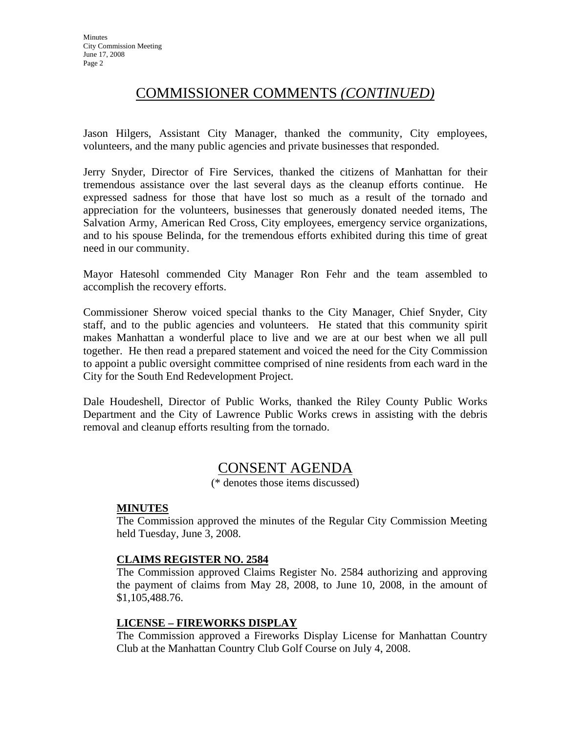## COMMISSIONER COMMENTS *(CONTINUED)*

Jason Hilgers, Assistant City Manager, thanked the community, City employees, volunteers, and the many public agencies and private businesses that responded.

Jerry Snyder, Director of Fire Services, thanked the citizens of Manhattan for their tremendous assistance over the last several days as the cleanup efforts continue. He expressed sadness for those that have lost so much as a result of the tornado and appreciation for the volunteers, businesses that generously donated needed items, The Salvation Army, American Red Cross, City employees, emergency service organizations, and to his spouse Belinda, for the tremendous efforts exhibited during this time of great need in our community.

Mayor Hatesohl commended City Manager Ron Fehr and the team assembled to accomplish the recovery efforts.

Commissioner Sherow voiced special thanks to the City Manager, Chief Snyder, City staff, and to the public agencies and volunteers. He stated that this community spirit makes Manhattan a wonderful place to live and we are at our best when we all pull together. He then read a prepared statement and voiced the need for the City Commission to appoint a public oversight committee comprised of nine residents from each ward in the City for the South End Redevelopment Project.

Dale Houdeshell, Director of Public Works, thanked the Riley County Public Works Department and the City of Lawrence Public Works crews in assisting with the debris removal and cleanup efforts resulting from the tornado.

## CONSENT AGENDA

(* denotes those items discussed)

**MINUTES**

The Commission approved the minutes of the Regular City Commission Meeting held Tuesday, June 3, 2008.

**CLAIMS REGISTER NO. 2584**

The Commission approved Claims Register No. 2584 authorizing and approving the payment of claims from May 28, 2008, to June 10, 2008, in the amount of $1,105,488.76.

**LICENSE – FIREWORKS DISPLAY**

The Commission approved a Fireworks Display License for Manhattan Country Club at the Manhattan Country Club Golf Course on July 4, 2008.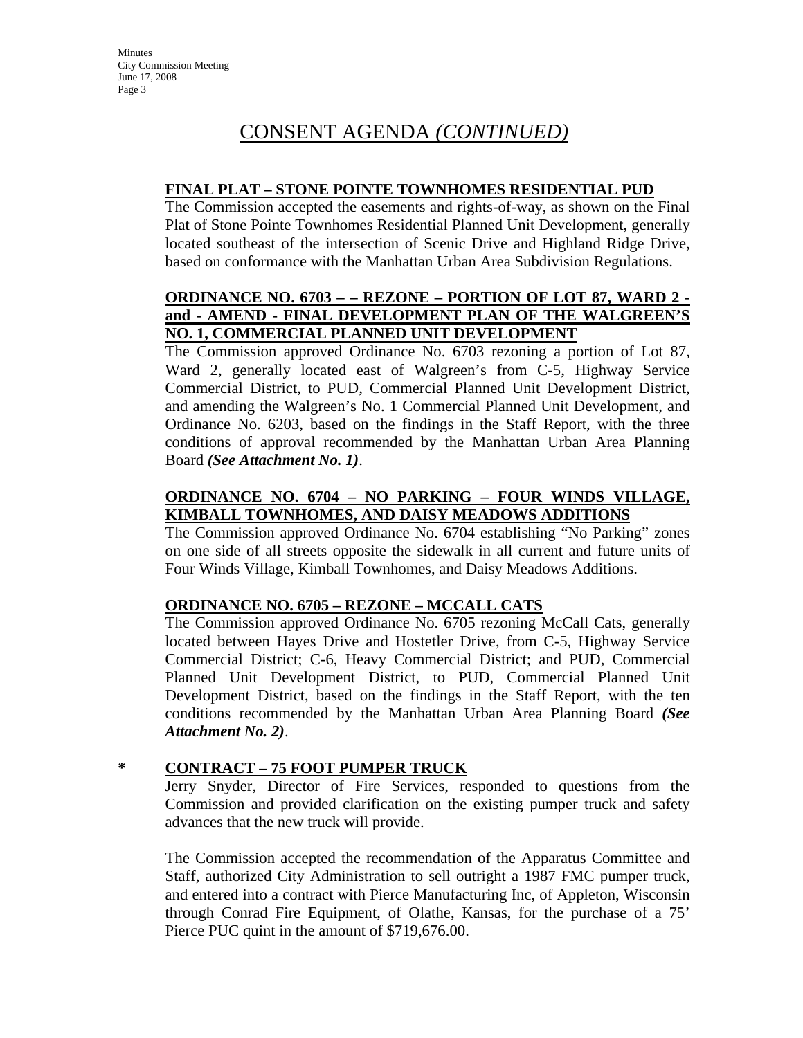# CONSENT AGENDA *(CONTINUED)*

**FINAL PLAT – STONE POINTE TOWNHOMES RESIDENTIAL PUD**

The Commission accepted the easements and rights-of-way, as shown on the Final Plat of Stone Pointe Townhomes Residential Planned Unit Development, generally located southeast of the intersection of Scenic Drive and Highland Ridge Drive, based on conformance with the Manhattan Urban Area Subdivision Regulations.

**ORDINANCE NO. 6703 – – REZONE – PORTION OF LOT 87, WARD 2 - and - AMEND - FINAL DEVELOPMENT PLAN OF THE WALGREEN'S NO. 1, COMMERCIAL PLANNED UNIT DEVELOPMENT**

The Commission approved Ordinance No. 6703 rezoning a portion of Lot 87, Ward 2, generally located east of Walgreen's from C-5, Highway Service Commercial District, to PUD, Commercial Planned Unit Development District, and amending the Walgreen's No. 1 Commercial Planned Unit Development, and Ordinance No. 6203, based on the findings in the Staff Report, with the three conditions of approval recommended by the Manhattan Urban Area Planning Board ***(See Attachment No. 1)***.

**ORDINANCE NO. 6704 – NO PARKING – FOUR WINDS VILLAGE, KIMBALL TOWNHOMES, AND DAISY MEADOWS ADDITIONS**

The Commission approved Ordinance No. 6704 establishing "No Parking" zones on one side of all streets opposite the sidewalk in all current and future units of Four Winds Village, Kimball Townhomes, and Daisy Meadows Additions.

**ORDINANCE NO. 6705 – REZONE – MCCALL CATS**

The Commission approved Ordinance No. 6705 rezoning McCall Cats, generally located between Hayes Drive and Hostetler Drive, from C-5, Highway Service Commercial District; C-6, Heavy Commercial District; and PUD, Commercial Planned Unit Development District, to PUD, Commercial Planned Unit Development District, based on the findings in the Staff Report, with the ten conditions recommended by the Manhattan Urban Area Planning Board ***(See Attachment No. 2)***.

\* **CONTRACT – 75 FOOT PUMPER TRUCK**

Jerry Snyder, Director of Fire Services, responded to questions from the Commission and provided clarification on the existing pumper truck and safety advances that the new truck will provide.

The Commission accepted the recommendation of the Apparatus Committee and Staff, authorized City Administration to sell outright a 1987 FMC pumper truck, and entered into a contract with Pierce Manufacturing Inc, of Appleton, Wisconsin through Conrad Fire Equipment, of Olathe, Kansas, for the purchase of a 75' Pierce PUC quint in the amount of $719,676.00.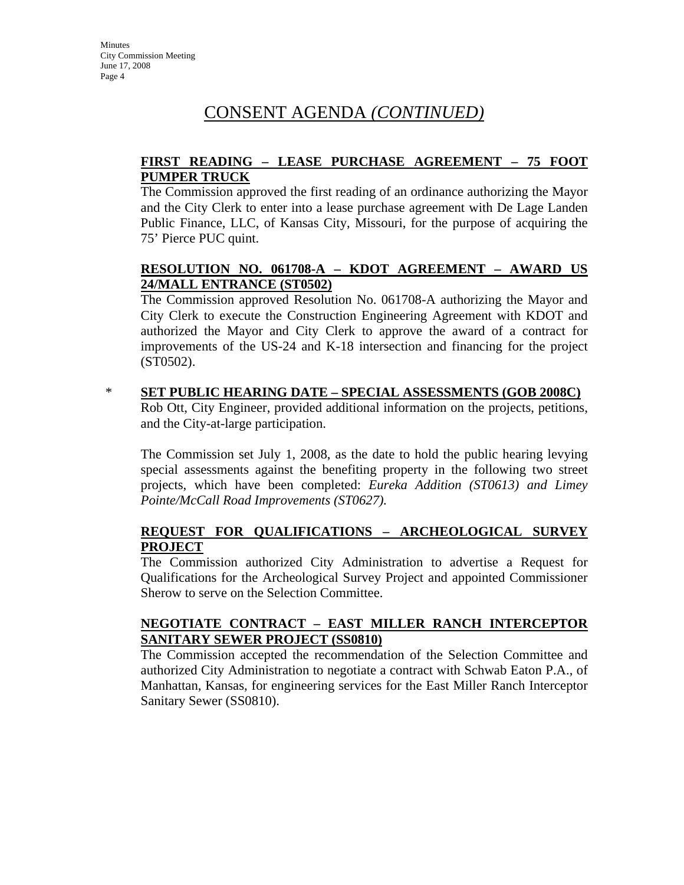# CONSENT AGENDA *(CONTINUED)*

**FIRST READING – LEASE PURCHASE AGREEMENT – 75 FOOT PUMPER TRUCK**

The Commission approved the first reading of an ordinance authorizing the Mayor and the City Clerk to enter into a lease purchase agreement with De Lage Landen Public Finance, LLC, of Kansas City, Missouri, for the purpose of acquiring the 75' Pierce PUC quint.

**RESOLUTION NO. 061708-A – KDOT AGREEMENT – AWARD US 24/MALL ENTRANCE (ST0502)**

The Commission approved Resolution No. 061708-A authorizing the Mayor and City Clerk to execute the Construction Engineering Agreement with KDOT and authorized the Mayor and City Clerk to approve the award of a contract for improvements of the US-24 and K-18 intersection and financing for the project (ST0502).

\* **SET PUBLIC HEARING DATE – SPECIAL ASSESSMENTS (GOB 2008C)**

Rob Ott, City Engineer, provided additional information on the projects, petitions, and the City-at-large participation.

The Commission set July 1, 2008, as the date to hold the public hearing levying special assessments against the benefiting property in the following two street projects, which have been completed: *Eureka Addition (ST0613) and Limey Pointe/McCall Road Improvements (ST0627).*

**REQUEST FOR QUALIFICATIONS – ARCHEOLOGICAL SURVEY PROJECT**

The Commission authorized City Administration to advertise a Request for Qualifications for the Archeological Survey Project and appointed Commissioner Sherow to serve on the Selection Committee.

**NEGOTIATE CONTRACT – EAST MILLER RANCH INTERCEPTOR SANITARY SEWER PROJECT (SS0810)**

The Commission accepted the recommendation of the Selection Committee and authorized City Administration to negotiate a contract with Schwab Eaton P.A., of Manhattan, Kansas, for engineering services for the East Miller Ranch Interceptor Sanitary Sewer (SS0810).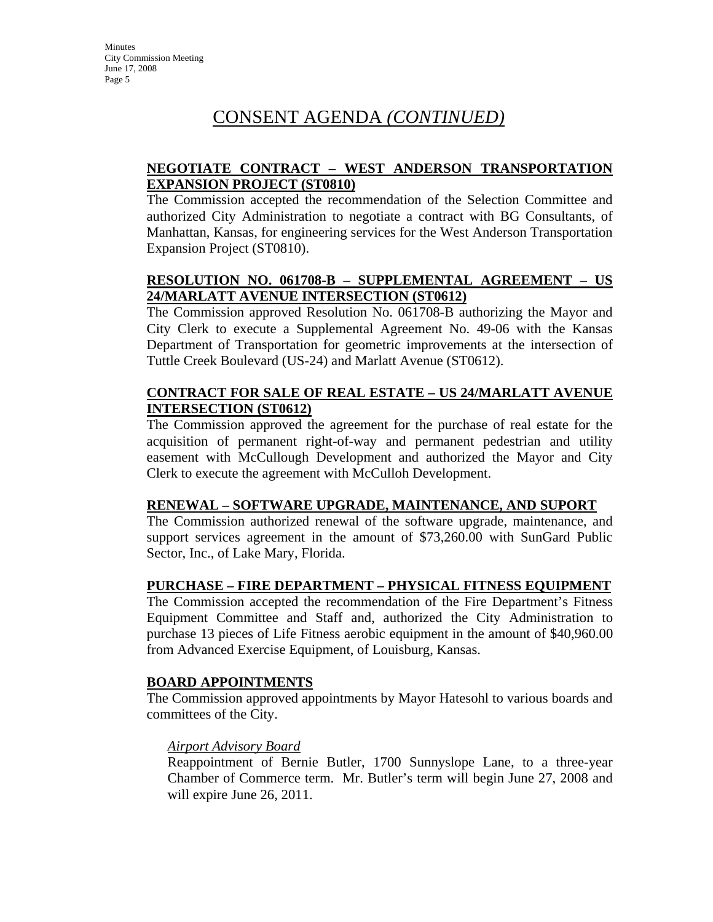# CONSENT AGENDA *(CONTINUED)*

**NEGOTIATE CONTRACT – WEST ANDERSON TRANSPORTATION EXPANSION PROJECT (ST0810)**

The Commission accepted the recommendation of the Selection Committee and authorized City Administration to negotiate a contract with BG Consultants, of Manhattan, Kansas, for engineering services for the West Anderson Transportation Expansion Project (ST0810).

**RESOLUTION NO. 061708-B – SUPPLEMENTAL AGREEMENT – US 24/MARLATT AVENUE INTERSECTION (ST0612)**

The Commission approved Resolution No. 061708-B authorizing the Mayor and City Clerk to execute a Supplemental Agreement No. 49-06 with the Kansas Department of Transportation for geometric improvements at the intersection of Tuttle Creek Boulevard (US-24) and Marlatt Avenue (ST0612).

**CONTRACT FOR SALE OF REAL ESTATE – US 24/MARLATT AVENUE INTERSECTION (ST0612)**

The Commission approved the agreement for the purchase of real estate for the acquisition of permanent right-of-way and permanent pedestrian and utility easement with McCullough Development and authorized the Mayor and City Clerk to execute the agreement with McCulloh Development.

**RENEWAL – SOFTWARE UPGRADE, MAINTENANCE, AND SUPORT**

The Commission authorized renewal of the software upgrade, maintenance, and support services agreement in the amount of $73,260.00 with SunGard Public Sector, Inc., of Lake Mary, Florida.

**PURCHASE – FIRE DEPARTMENT – PHYSICAL FITNESS EQUIPMENT**

The Commission accepted the recommendation of the Fire Department's Fitness Equipment Committee and Staff and, authorized the City Administration to purchase 13 pieces of Life Fitness aerobic equipment in the amount of $40,960.00 from Advanced Exercise Equipment, of Louisburg, Kansas.

**BOARD APPOINTMENTS**

The Commission approved appointments by Mayor Hatesohl to various boards and committees of the City.

*Airport Advisory Board*

Reappointment of Bernie Butler, 1700 Sunnyslope Lane, to a three-year Chamber of Commerce term. Mr. Butler's term will begin June 27, 2008 and will expire June 26, 2011.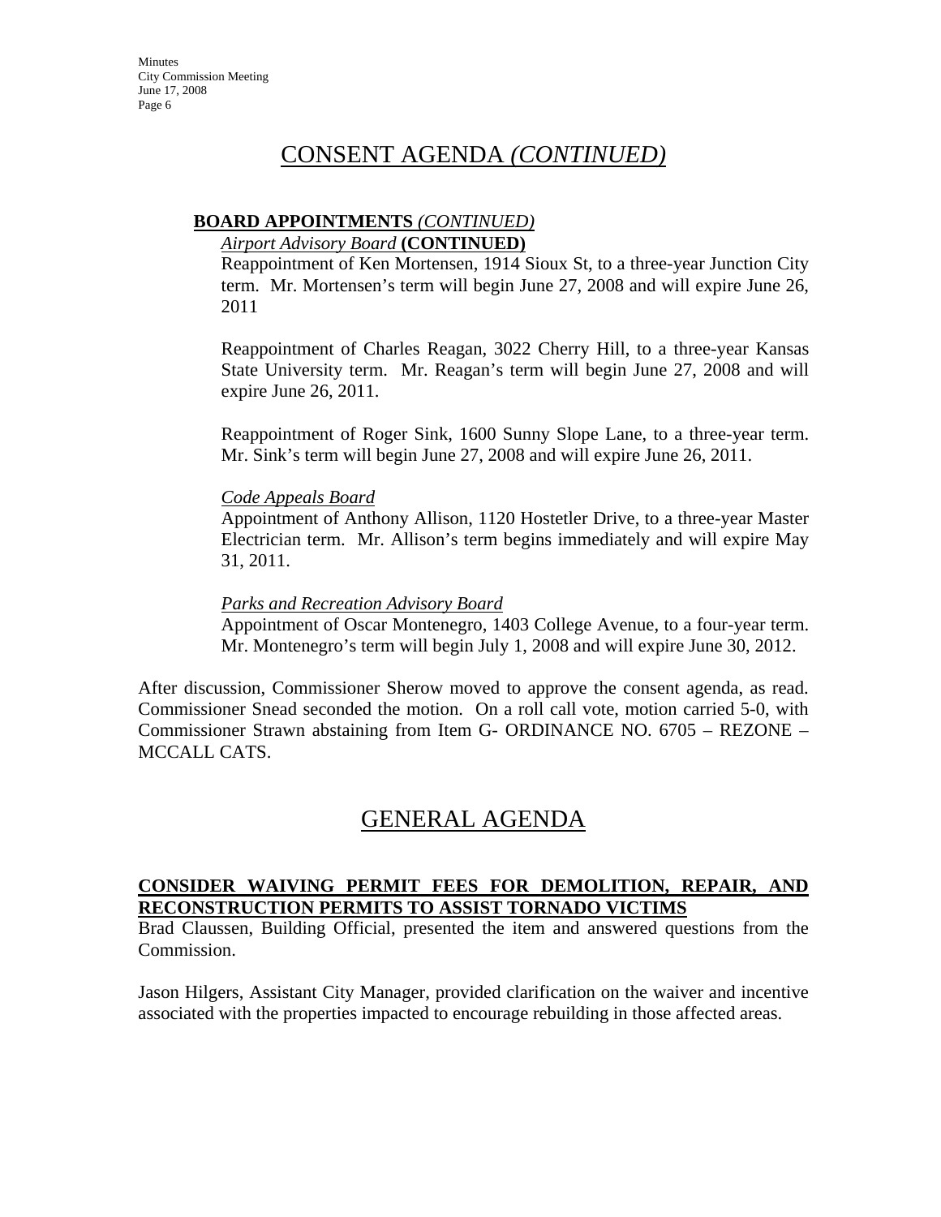# CONSENT AGENDA *(CONTINUED)*

**BOARD APPOINTMENTS** *(CONTINUED)*

*Airport Advisory Board* **(CONTINUED)**

Reappointment of Ken Mortensen, 1914 Sioux St, to a three-year Junction City term. Mr. Mortensen's term will begin June 27, 2008 and will expire June 26, 2011

Reappointment of Charles Reagan, 3022 Cherry Hill, to a three-year Kansas State University term. Mr. Reagan's term will begin June 27, 2008 and will expire June 26, 2011.

Reappointment of Roger Sink, 1600 Sunny Slope Lane, to a three-year term. Mr. Sink's term will begin June 27, 2008 and will expire June 26, 2011.

*Code Appeals Board*

Appointment of Anthony Allison, 1120 Hostetler Drive, to a three-year Master Electrician term. Mr. Allison's term begins immediately and will expire May 31, 2011.

*Parks and Recreation Advisory Board*

Appointment of Oscar Montenegro, 1403 College Avenue, to a four-year term. Mr. Montenegro's term will begin July 1, 2008 and will expire June 30, 2012.

After discussion, Commissioner Sherow moved to approve the consent agenda, as read. Commissioner Snead seconded the motion. On a roll call vote, motion carried 5-0, with Commissioner Strawn abstaining from Item G- ORDINANCE NO. 6705 – REZONE – MCCALL CATS.

# GENERAL AGENDA

**CONSIDER WAIVING PERMIT FEES FOR DEMOLITION, REPAIR, AND RECONSTRUCTION PERMITS TO ASSIST TORNADO VICTIMS**

Brad Claussen, Building Official, presented the item and answered questions from the Commission.

Jason Hilgers, Assistant City Manager, provided clarification on the waiver and incentive associated with the properties impacted to encourage rebuilding in those affected areas.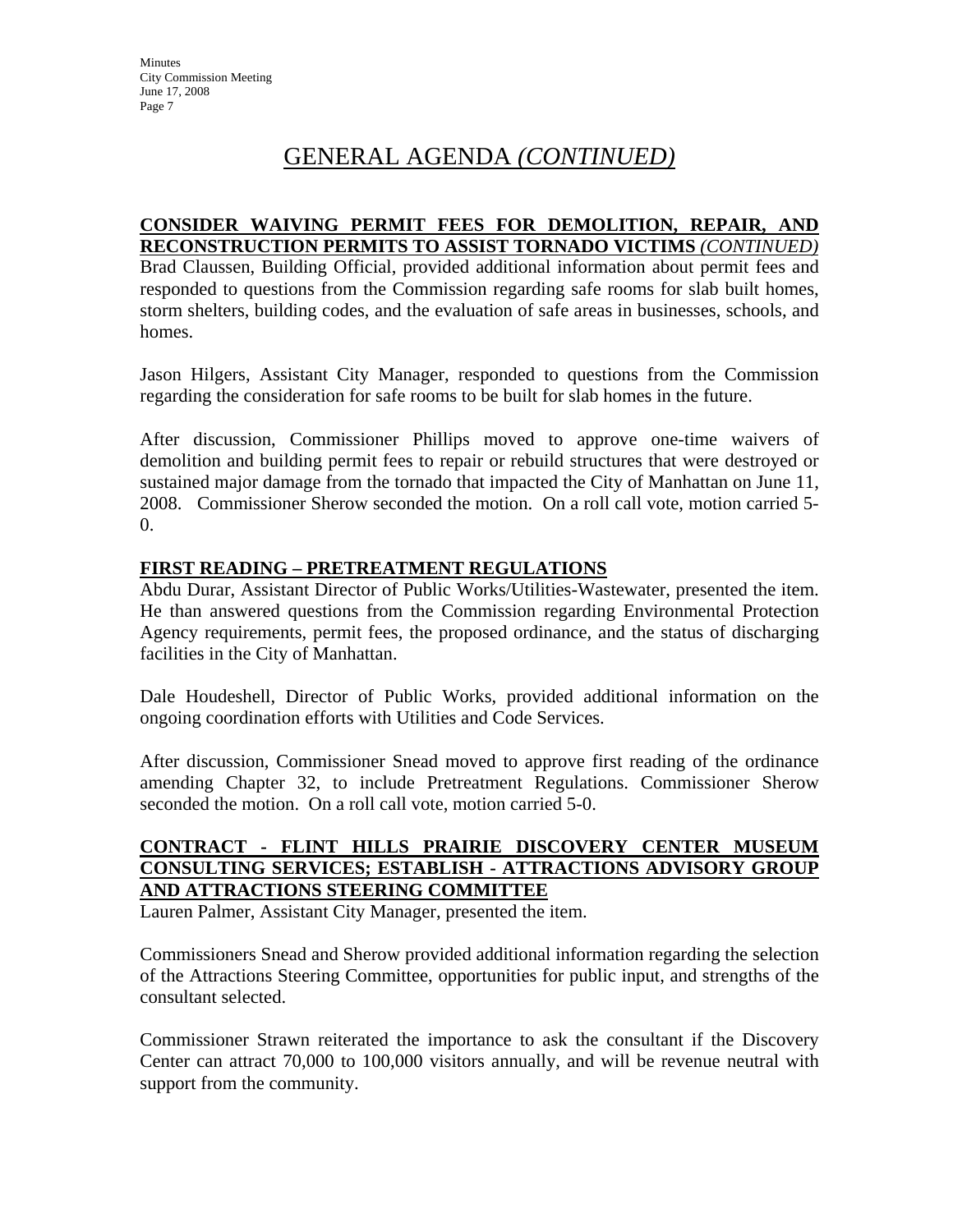# GENERAL AGENDA *(CONTINUED)*

**CONSIDER WAIVING PERMIT FEES FOR DEMOLITION, REPAIR, AND RECONSTRUCTION PERMITS TO ASSIST TORNADO VICTIMS *(CONTINUED)***

Brad Claussen, Building Official, provided additional information about permit fees and responded to questions from the Commission regarding safe rooms for slab built homes, storm shelters, building codes, and the evaluation of safe areas in businesses, schools, and homes.

Jason Hilgers, Assistant City Manager, responded to questions from the Commission regarding the consideration for safe rooms to be built for slab homes in the future.

After discussion, Commissioner Phillips moved to approve one-time waivers of demolition and building permit fees to repair or rebuild structures that were destroyed or sustained major damage from the tornado that impacted the City of Manhattan on June 11, 2008. Commissioner Sherow seconded the motion. On a roll call vote, motion carried 5-0.

**FIRST READING – PRETREATMENT REGULATIONS**

Abdu Durar, Assistant Director of Public Works/Utilities-Wastewater, presented the item. He than answered questions from the Commission regarding Environmental Protection Agency requirements, permit fees, the proposed ordinance, and the status of discharging facilities in the City of Manhattan.

Dale Houdeshell, Director of Public Works, provided additional information on the ongoing coordination efforts with Utilities and Code Services.

After discussion, Commissioner Snead moved to approve first reading of the ordinance amending Chapter 32, to include Pretreatment Regulations. Commissioner Sherow seconded the motion. On a roll call vote, motion carried 5-0.

**CONTRACT - FLINT HILLS PRAIRIE DISCOVERY CENTER MUSEUM CONSULTING SERVICES; ESTABLISH - ATTRACTIONS ADVISORY GROUP AND ATTRACTIONS STEERING COMMITTEE**

Lauren Palmer, Assistant City Manager, presented the item.

Commissioners Snead and Sherow provided additional information regarding the selection of the Attractions Steering Committee, opportunities for public input, and strengths of the consultant selected.

Commissioner Strawn reiterated the importance to ask the consultant if the Discovery Center can attract 70,000 to 100,000 visitors annually, and will be revenue neutral with support from the community.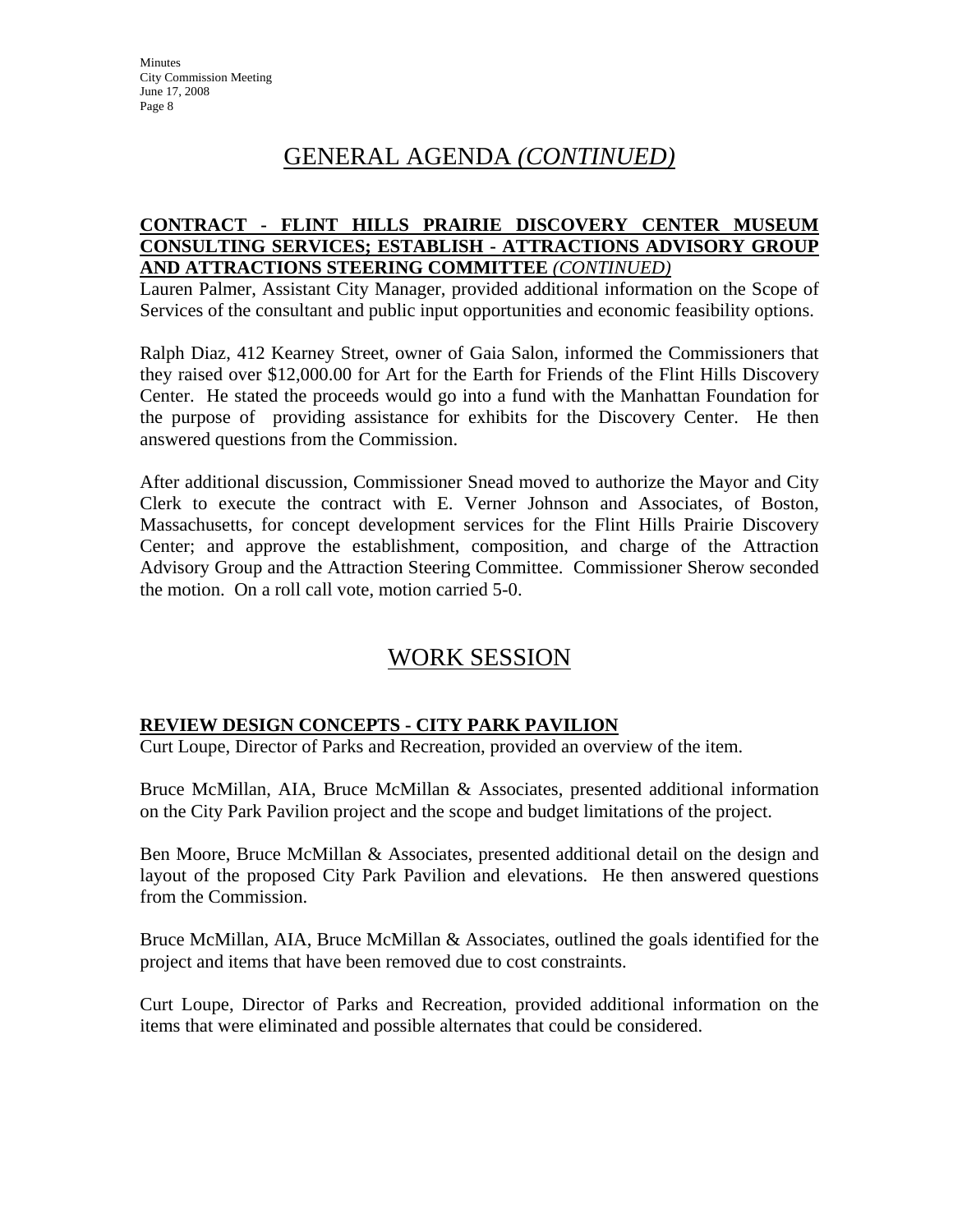## GENERAL AGENDA *(CONTINUED)*

**CONTRACT - FLINT HILLS PRAIRIE DISCOVERY CENTER MUSEUM CONSULTING SERVICES; ESTABLISH - ATTRACTIONS ADVISORY GROUP AND ATTRACTIONS STEERING COMMITTEE** ***(CONTINUED)***

Lauren Palmer, Assistant City Manager, provided additional information on the Scope of Services of the consultant and public input opportunities and economic feasibility options.

Ralph Diaz, 412 Kearney Street, owner of Gaia Salon, informed the Commissioners that they raised over $12,000.00 for Art for the Earth for Friends of the Flint Hills Discovery Center. He stated the proceeds would go into a fund with the Manhattan Foundation for the purpose of providing assistance for exhibits for the Discovery Center. He then answered questions from the Commission.

After additional discussion, Commissioner Snead moved to authorize the Mayor and City Clerk to execute the contract with E. Verner Johnson and Associates, of Boston, Massachusetts, for concept development services for the Flint Hills Prairie Discovery Center; and approve the establishment, composition, and charge of the Attraction Advisory Group and the Attraction Steering Committee. Commissioner Sherow seconded the motion. On a roll call vote, motion carried 5-0.

## WORK SESSION

**REVIEW DESIGN CONCEPTS - CITY PARK PAVILION**

Curt Loupe, Director of Parks and Recreation, provided an overview of the item.

Bruce McMillan, AIA, Bruce McMillan & Associates, presented additional information on the City Park Pavilion project and the scope and budget limitations of the project.

Ben Moore, Bruce McMillan & Associates, presented additional detail on the design and layout of the proposed City Park Pavilion and elevations. He then answered questions from the Commission.

Bruce McMillan, AIA, Bruce McMillan & Associates, outlined the goals identified for the project and items that have been removed due to cost constraints.

Curt Loupe, Director of Parks and Recreation, provided additional information on the items that were eliminated and possible alternates that could be considered.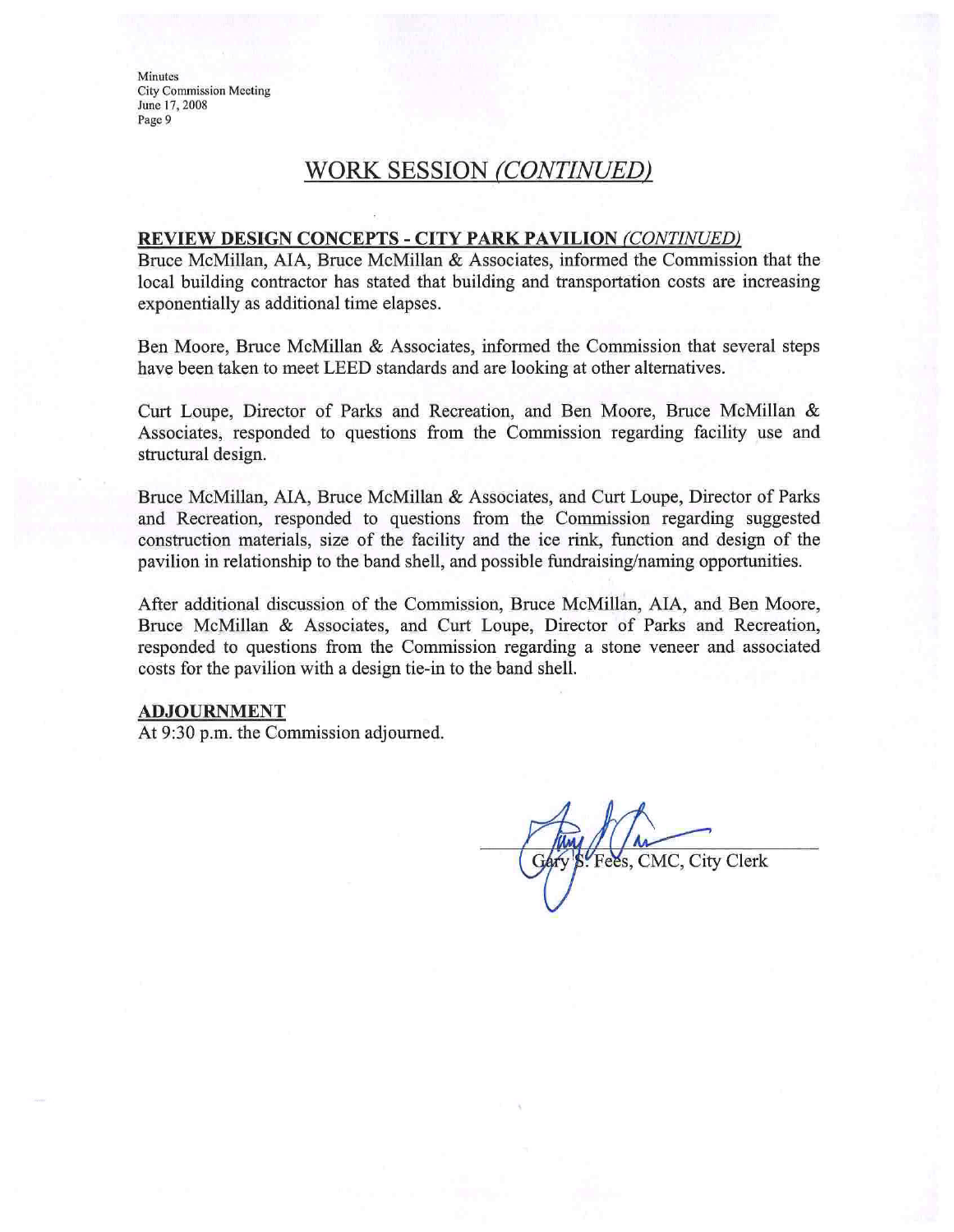## WORK SESSION *(CONTINUED)*

**REVIEW DESIGN CONCEPTS - CITY PARK PAVILION** ***(CONTINUED)***

Bruce McMillan, AIA, Bruce McMillan & Associates, informed the Commission that the local building contractor has stated that building and transportation costs are increasing exponentially as additional time elapses.

Ben Moore, Bruce McMillan & Associates, informed the Commission that several steps have been taken to meet LEED standards and are looking at other alternatives.

Curt Loupe, Director of Parks and Recreation, and Ben Moore, Bruce McMillan & Associates, responded to questions from the Commission regarding facility use and structural design.

Bruce McMillan, AIA, Bruce McMillan & Associates, and Curt Loupe, Director of Parks and Recreation, responded to questions from the Commission regarding suggested construction materials, size of the facility and the ice rink, function and design of the pavilion in relationship to the band shell, and possible fundraising/naming opportunities.

After additional discussion of the Commission, Bruce McMillan, AIA, and Ben Moore, Bruce McMillan & Associates, and Curt Loupe, Director of Parks and Recreation, responded to questions from the Commission regarding a stone veneer and associated costs for the pavilion with a design tie-in to the band shell.

**ADJOURNMENT**

At 9:30 p.m. the Commission adjourned.

Gary S. Fees, CMC, City Clerk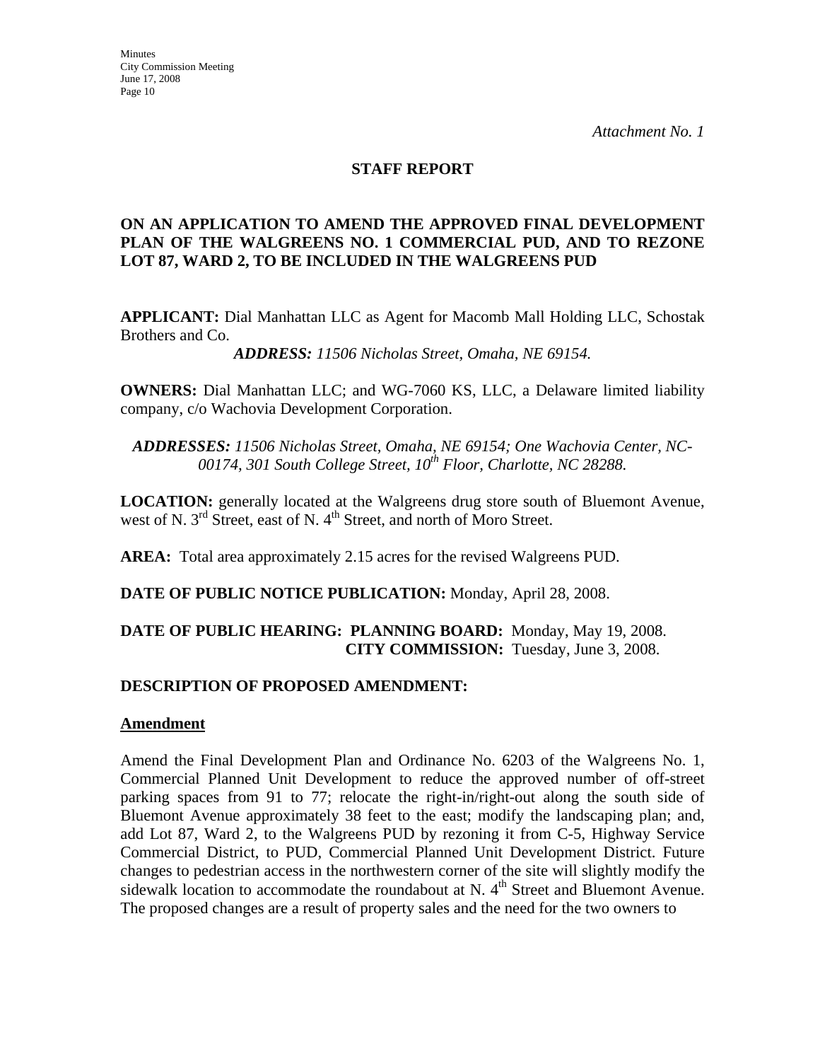*Attachment No. 1*

**STAFF REPORT**

**ON AN APPLICATION TO AMEND THE APPROVED FINAL DEVELOPMENT PLAN OF THE WALGREENS NO. 1 COMMERCIAL PUD, AND TO REZONE LOT 87, WARD 2, TO BE INCLUDED IN THE WALGREENS PUD**

**APPLICANT:** Dial Manhattan LLC as Agent for Macomb Mall Holding LLC, Schostak Brothers and Co.

***ADDRESS:*** *11506 Nicholas Street, Omaha, NE 69154.*

**OWNERS:** Dial Manhattan LLC; and WG-7060 KS, LLC, a Delaware limited liability company, c/o Wachovia Development Corporation.

***ADDRESSES:*** *11506 Nicholas Street, Omaha, NE 69154; One Wachovia Center, NC-00174, 301 South College Street, 10th Floor, Charlotte, NC 28288.*

**LOCATION:** generally located at the Walgreens drug store south of Bluemont Avenue, west of N. 3rd Street, east of N. 4th Street, and north of Moro Street.

**AREA:** Total area approximately 2.15 acres for the revised Walgreens PUD.

**DATE OF PUBLIC NOTICE PUBLICATION:** Monday, April 28, 2008.

**DATE OF PUBLIC HEARING: PLANNING BOARD:** Monday, May 19, 2008.
**CITY COMMISSION:** Tuesday, June 3, 2008.

**DESCRIPTION OF PROPOSED AMENDMENT:**

**Amendment**

Amend the Final Development Plan and Ordinance No. 6203 of the Walgreens No. 1, Commercial Planned Unit Development to reduce the approved number of off-street parking spaces from 91 to 77; relocate the right-in/right-out along the south side of Bluemont Avenue approximately 38 feet to the east; modify the landscaping plan; and, add Lot 87, Ward 2, to the Walgreens PUD by rezoning it from C-5, Highway Service Commercial District, to PUD, Commercial Planned Unit Development District. Future changes to pedestrian access in the northwestern corner of the site will slightly modify the sidewalk location to accommodate the roundabout at N. 4th Street and Bluemont Avenue. The proposed changes are a result of property sales and the need for the two owners to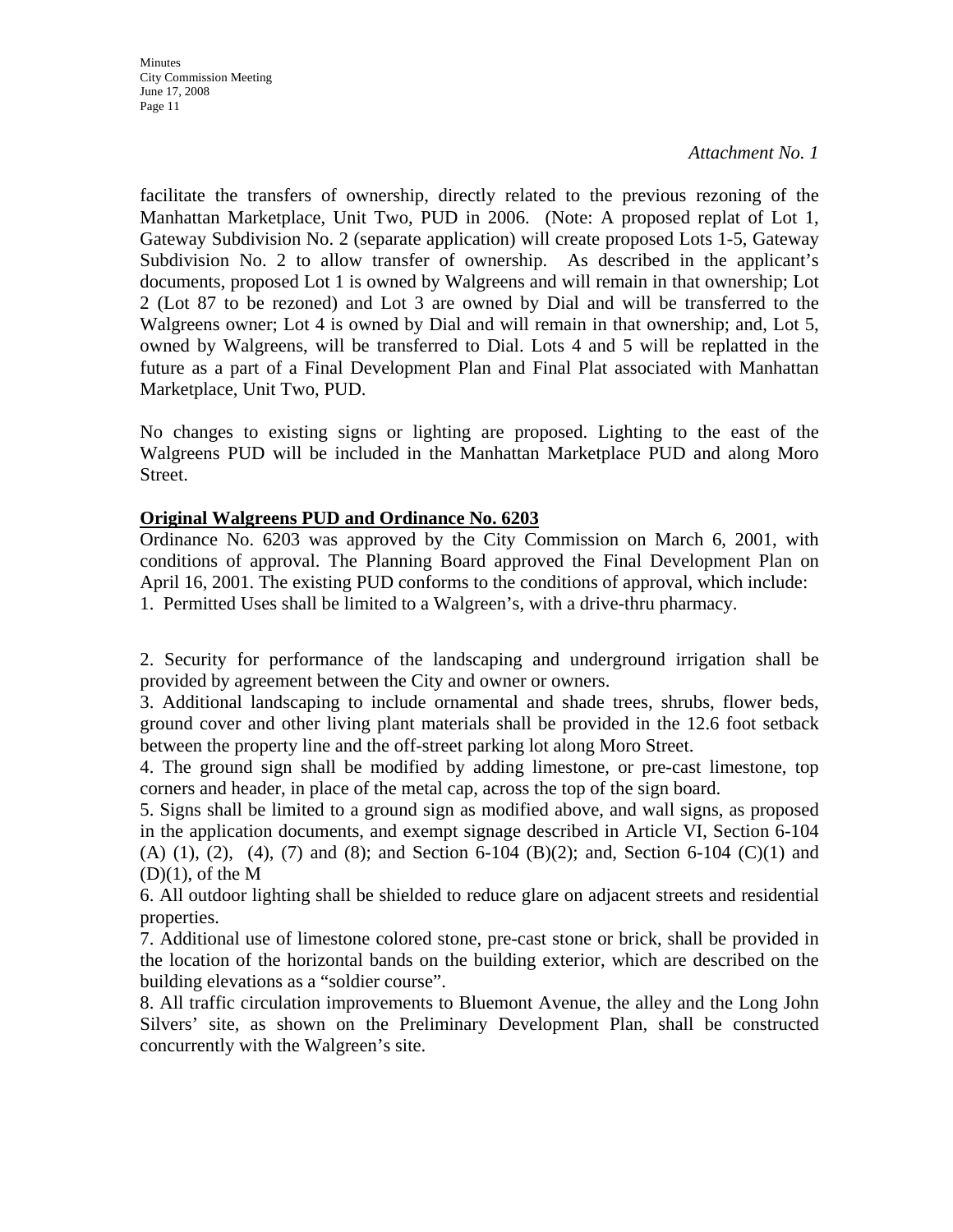*Attachment No. 1*

facilitate the transfers of ownership, directly related to the previous rezoning of the Manhattan Marketplace, Unit Two, PUD in 2006. (Note: A proposed replat of Lot 1, Gateway Subdivision No. 2 (separate application) will create proposed Lots 1-5, Gateway Subdivision No. 2 to allow transfer of ownership. As described in the applicant's documents, proposed Lot 1 is owned by Walgreens and will remain in that ownership; Lot 2 (Lot 87 to be rezoned) and Lot 3 are owned by Dial and will be transferred to the Walgreens owner; Lot 4 is owned by Dial and will remain in that ownership; and, Lot 5, owned by Walgreens, will be transferred to Dial. Lots 4 and 5 will be replatted in the future as a part of a Final Development Plan and Final Plat associated with Manhattan Marketplace, Unit Two, PUD.

No changes to existing signs or lighting are proposed. Lighting to the east of the Walgreens PUD will be included in the Manhattan Marketplace PUD and along Moro Street.

**Original Walgreens PUD and Ordinance No. 6203**

Ordinance No. 6203 was approved by the City Commission on March 6, 2001, with conditions of approval. The Planning Board approved the Final Development Plan on April 16, 2001. The existing PUD conforms to the conditions of approval, which include:

1. Permitted Uses shall be limited to a Walgreen's, with a drive-thru pharmacy.

2. Security for performance of the landscaping and underground irrigation shall be provided by agreement between the City and owner or owners.

3. Additional landscaping to include ornamental and shade trees, shrubs, flower beds, ground cover and other living plant materials shall be provided in the 12.6 foot setback between the property line and the off-street parking lot along Moro Street.

4. The ground sign shall be modified by adding limestone, or pre-cast limestone, top corners and header, in place of the metal cap, across the top of the sign board.

5. Signs shall be limited to a ground sign as modified above, and wall signs, as proposed in the application documents, and exempt signage described in Article VI, Section 6-104 (A) (1), (2), (4), (7) and (8); and Section 6-104 (B)(2); and, Section 6-104 (C)(1) and (D)(1), of the M

6. All outdoor lighting shall be shielded to reduce glare on adjacent streets and residential properties.

7. Additional use of limestone colored stone, pre-cast stone or brick, shall be provided in the location of the horizontal bands on the building exterior, which are described on the building elevations as a "soldier course".

8. All traffic circulation improvements to Bluemont Avenue, the alley and the Long John Silvers' site, as shown on the Preliminary Development Plan, shall be constructed concurrently with the Walgreen's site.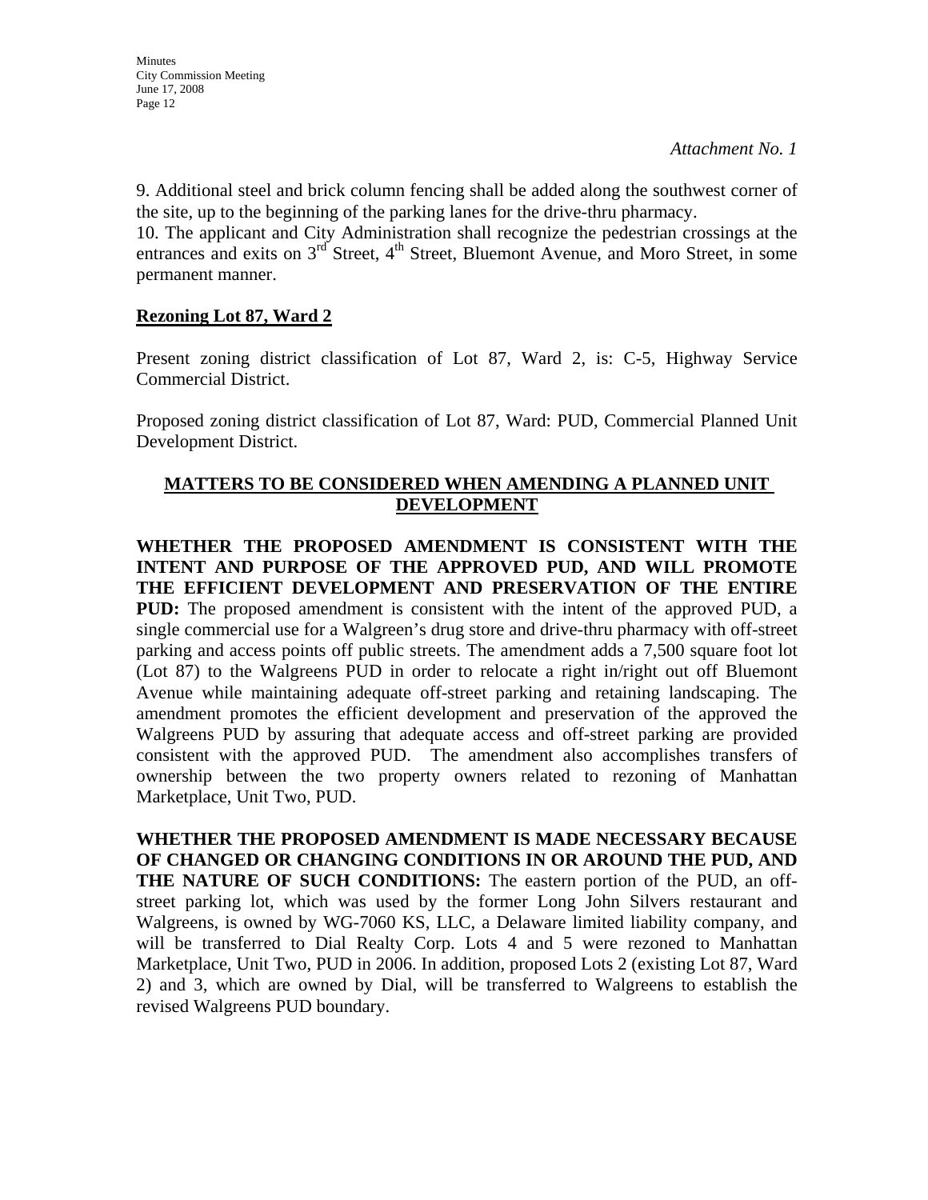*Attachment No. 1*

9. Additional steel and brick column fencing shall be added along the southwest corner of the site, up to the beginning of the parking lanes for the drive-thru pharmacy.
10. The applicant and City Administration shall recognize the pedestrian crossings at the entrances and exits on 3rd Street, 4th Street, Bluemont Avenue, and Moro Street, in some permanent manner.

**Rezoning Lot 87, Ward 2**

Present zoning district classification of Lot 87, Ward 2, is: C-5, Highway Service Commercial District.

Proposed zoning district classification of Lot 87, Ward: PUD, Commercial Planned Unit Development District.

**MATTERS TO BE CONSIDERED WHEN AMENDING A PLANNED UNIT DEVELOPMENT**

**WHETHER THE PROPOSED AMENDMENT IS CONSISTENT WITH THE INTENT AND PURPOSE OF THE APPROVED PUD, AND WILL PROMOTE THE EFFICIENT DEVELOPMENT AND PRESERVATION OF THE ENTIRE PUD:** The proposed amendment is consistent with the intent of the approved PUD, a single commercial use for a Walgreen's drug store and drive-thru pharmacy with off-street parking and access points off public streets. The amendment adds a 7,500 square foot lot (Lot 87) to the Walgreens PUD in order to relocate a right in/right out off Bluemont Avenue while maintaining adequate off-street parking and retaining landscaping. The amendment promotes the efficient development and preservation of the approved the Walgreens PUD by assuring that adequate access and off-street parking are provided consistent with the approved PUD. The amendment also accomplishes transfers of ownership between the two property owners related to rezoning of Manhattan Marketplace, Unit Two, PUD.

**WHETHER THE PROPOSED AMENDMENT IS MADE NECESSARY BECAUSE OF CHANGED OR CHANGING CONDITIONS IN OR AROUND THE PUD, AND THE NATURE OF SUCH CONDITIONS:** The eastern portion of the PUD, an off-street parking lot, which was used by the former Long John Silvers restaurant and Walgreens, is owned by WG-7060 KS, LLC, a Delaware limited liability company, and will be transferred to Dial Realty Corp. Lots 4 and 5 were rezoned to Manhattan Marketplace, Unit Two, PUD in 2006. In addition, proposed Lots 2 (existing Lot 87, Ward 2) and 3, which are owned by Dial, will be transferred to Walgreens to establish the revised Walgreens PUD boundary.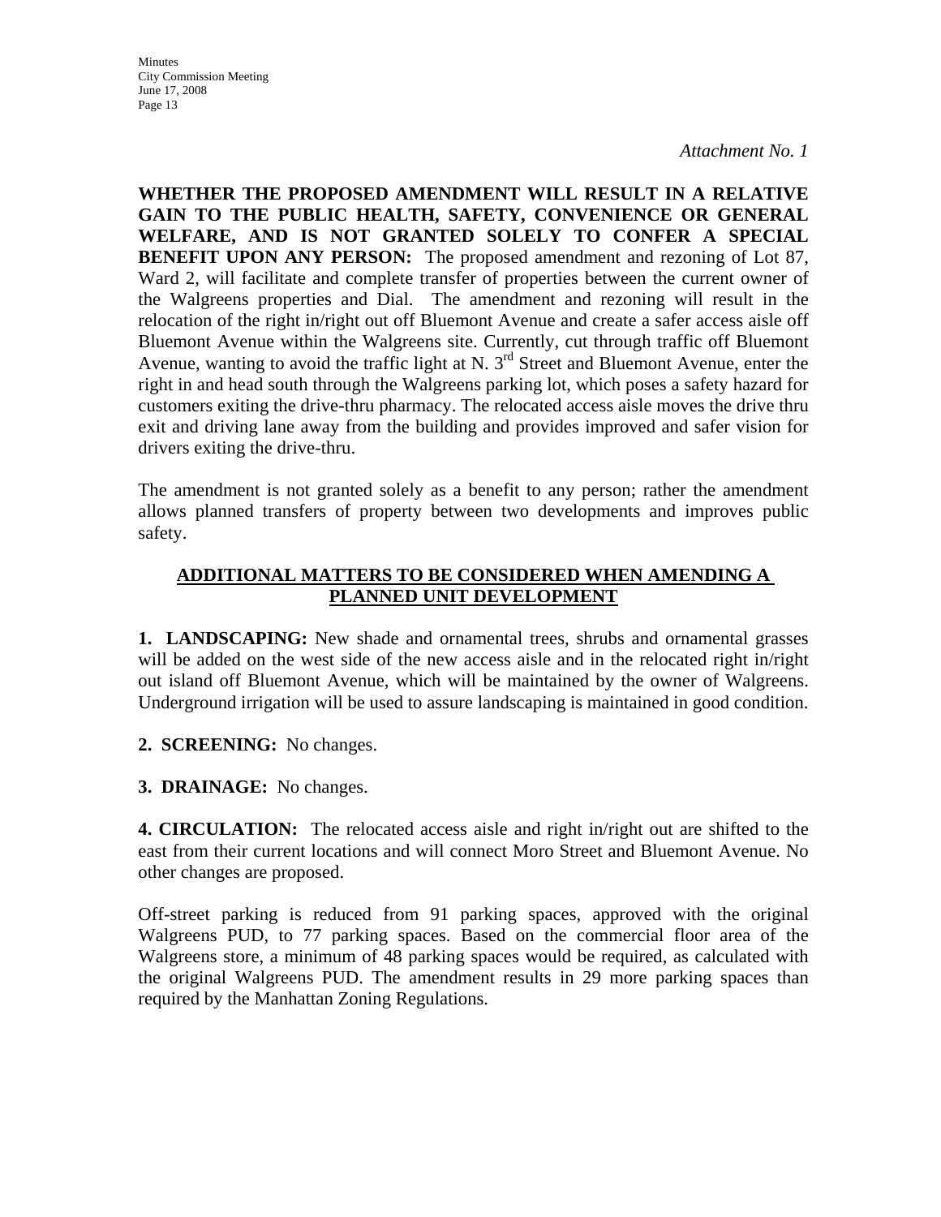*Attachment No. 1*

**WHETHER THE PROPOSED AMENDMENT WILL RESULT IN A RELATIVE GAIN TO THE PUBLIC HEALTH, SAFETY, CONVENIENCE OR GENERAL WELFARE, AND IS NOT GRANTED SOLELY TO CONFER A SPECIAL BENEFIT UPON ANY PERSON:** The proposed amendment and rezoning of Lot 87, Ward 2, will facilitate and complete transfer of properties between the current owner of the Walgreens properties and Dial. The amendment and rezoning will result in the relocation of the right in/right out off Bluemont Avenue and create a safer access aisle off Bluemont Avenue within the Walgreens site. Currently, cut through traffic off Bluemont Avenue, wanting to avoid the traffic light at N. 3rd Street and Bluemont Avenue, enter the right in and head south through the Walgreens parking lot, which poses a safety hazard for customers exiting the drive-thru pharmacy. The relocated access aisle moves the drive thru exit and driving lane away from the building and provides improved and safer vision for drivers exiting the drive-thru.

The amendment is not granted solely as a benefit to any person; rather the amendment allows planned transfers of property between two developments and improves public safety.

## ADDITIONAL MATTERS TO BE CONSIDERED WHEN AMENDING A PLANNED UNIT DEVELOPMENT

**1. LANDSCAPING:** New shade and ornamental trees, shrubs and ornamental grasses will be added on the west side of the new access aisle and in the relocated right in/right out island off Bluemont Avenue, which will be maintained by the owner of Walgreens. Underground irrigation will be used to assure landscaping is maintained in good condition.

**2. SCREENING:** No changes.

**3. DRAINAGE:** No changes.

**4. CIRCULATION:** The relocated access aisle and right in/right out are shifted to the east from their current locations and will connect Moro Street and Bluemont Avenue. No other changes are proposed.

Off-street parking is reduced from 91 parking spaces, approved with the original Walgreens PUD, to 77 parking spaces. Based on the commercial floor area of the Walgreens store, a minimum of 48 parking spaces would be required, as calculated with the original Walgreens PUD. The amendment results in 29 more parking spaces than required by the Manhattan Zoning Regulations.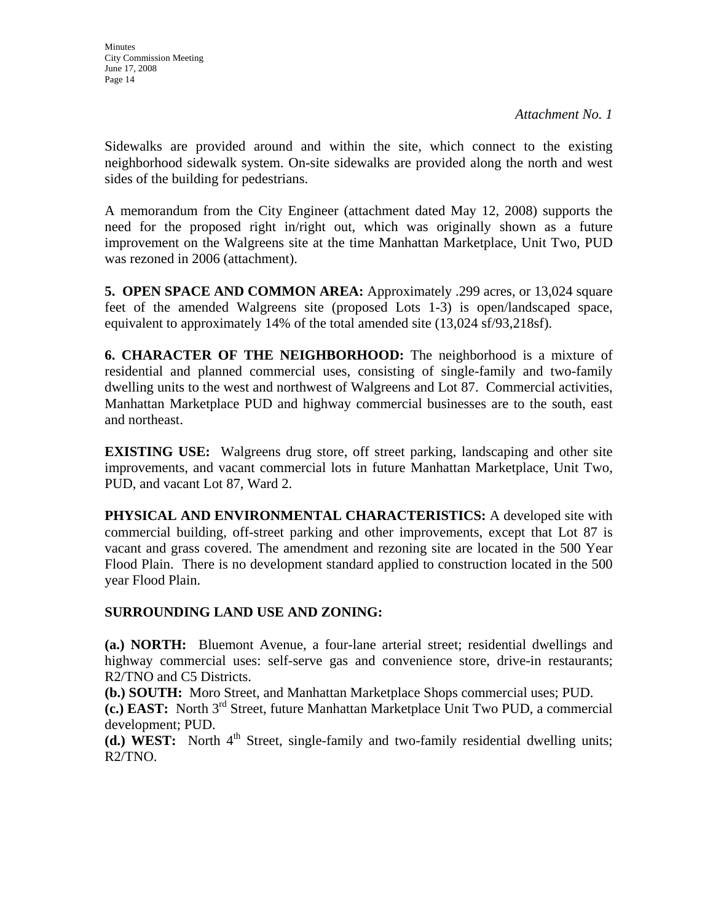*Attachment No. 1*

Sidewalks are provided around and within the site, which connect to the existing neighborhood sidewalk system. On-site sidewalks are provided along the north and west sides of the building for pedestrians.

A memorandum from the City Engineer (attachment dated May 12, 2008) supports the need for the proposed right in/right out, which was originally shown as a future improvement on the Walgreens site at the time Manhattan Marketplace, Unit Two, PUD was rezoned in 2006 (attachment).

**5. OPEN SPACE AND COMMON AREA:** Approximately .299 acres, or 13,024 square feet of the amended Walgreens site (proposed Lots 1-3) is open/landscaped space, equivalent to approximately 14% of the total amended site (13,024 sf/93,218sf).

**6. CHARACTER OF THE NEIGHBORHOOD:** The neighborhood is a mixture of residential and planned commercial uses, consisting of single-family and two-family dwelling units to the west and northwest of Walgreens and Lot 87. Commercial activities, Manhattan Marketplace PUD and highway commercial businesses are to the south, east and northeast.

**EXISTING USE:** Walgreens drug store, off street parking, landscaping and other site improvements, and vacant commercial lots in future Manhattan Marketplace, Unit Two, PUD, and vacant Lot 87, Ward 2.

**PHYSICAL AND ENVIRONMENTAL CHARACTERISTICS:** A developed site with commercial building, off-street parking and other improvements, except that Lot 87 is vacant and grass covered. The amendment and rezoning site are located in the 500 Year Flood Plain. There is no development standard applied to construction located in the 500 year Flood Plain.

**SURROUNDING LAND USE AND ZONING:**

**(a.) NORTH:** Bluemont Avenue, a four-lane arterial street; residential dwellings and highway commercial uses: self-serve gas and convenience store, drive-in restaurants; R2/TNO and C5 Districts.
**(b.) SOUTH:** Moro Street, and Manhattan Marketplace Shops commercial uses; PUD.
**(c.) EAST:** North 3rd Street, future Manhattan Marketplace Unit Two PUD, a commercial development; PUD.
**(d.) WEST:** North 4th Street, single-family and two-family residential dwelling units; R2/TNO.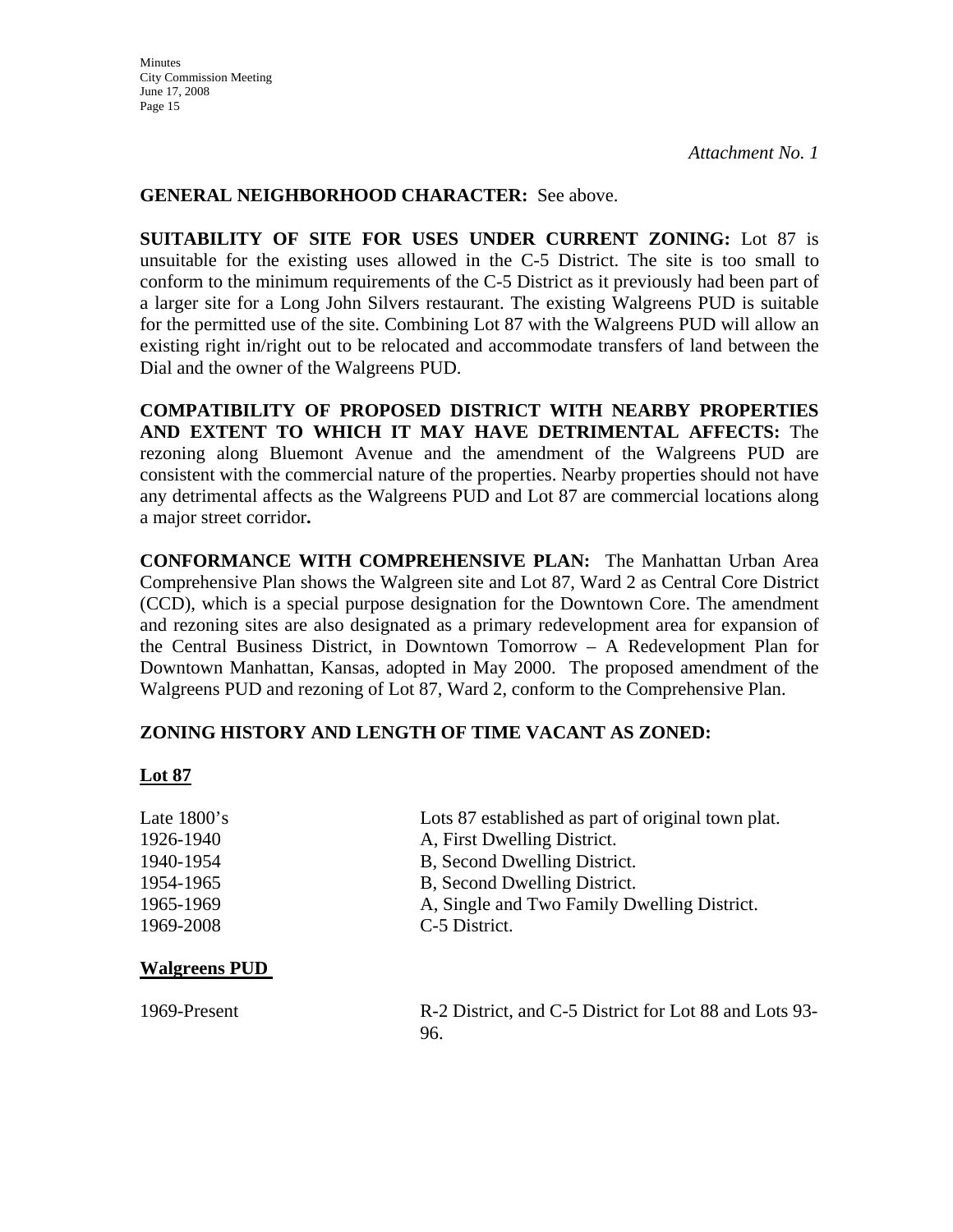*Attachment No. 1*

**GENERAL NEIGHBORHOOD CHARACTER:** See above.

**SUITABILITY OF SITE FOR USES UNDER CURRENT ZONING:** Lot 87 is unsuitable for the existing uses allowed in the C-5 District. The site is too small to conform to the minimum requirements of the C-5 District as it previously had been part of a larger site for a Long John Silvers restaurant. The existing Walgreens PUD is suitable for the permitted use of the site. Combining Lot 87 with the Walgreens PUD will allow an existing right in/right out to be relocated and accommodate transfers of land between the Dial and the owner of the Walgreens PUD.

**COMPATIBILITY OF PROPOSED DISTRICT WITH NEARBY PROPERTIES AND EXTENT TO WHICH IT MAY HAVE DETRIMENTAL AFFECTS:** The rezoning along Bluemont Avenue and the amendment of the Walgreens PUD are consistent with the commercial nature of the properties. Nearby properties should not have any detrimental affects as the Walgreens PUD and Lot 87 are commercial locations along a major street corridor**.**

**CONFORMANCE WITH COMPREHENSIVE PLAN:** The Manhattan Urban Area Comprehensive Plan shows the Walgreen site and Lot 87, Ward 2 as Central Core District (CCD), which is a special purpose designation for the Downtown Core. The amendment and rezoning sites are also designated as a primary redevelopment area for expansion of the Central Business District, in Downtown Tomorrow – A Redevelopment Plan for Downtown Manhattan, Kansas, adopted in May 2000. The proposed amendment of the Walgreens PUD and rezoning of Lot 87, Ward 2, conform to the Comprehensive Plan.

**ZONING HISTORY AND LENGTH OF TIME VACANT AS ZONED:**

**Lot 87**

| | |
|---|---|
| Late 1800's | Lots 87 established as part of original town plat. |
| 1926-1940 | A, First Dwelling District. |
| 1940-1954 | B, Second Dwelling District. |
| 1954-1965 | B, Second Dwelling District. |
| 1965-1969 | A, Single and Two Family Dwelling District. |
| 1969-2008 | C-5 District. |

**Walgreens PUD**

| | |
|---|---|
| 1969-Present | R-2 District, and C-5 District for Lot 88 and Lots 93-96. |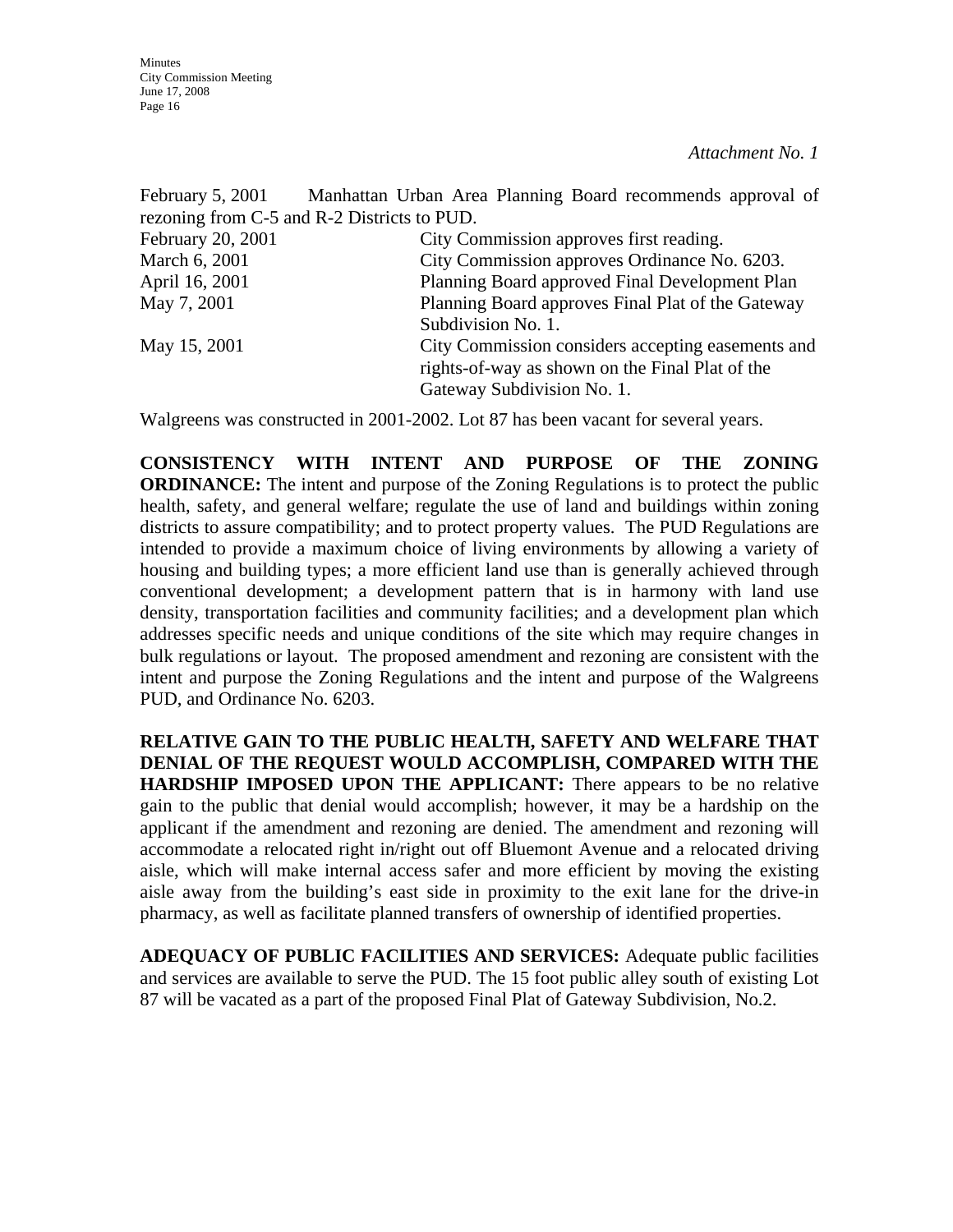*Attachment No. 1*

February 5, 2001 Manhattan Urban Area Planning Board recommends approval of rezoning from C-5 and R-2 Districts to PUD.

| | |
|---|---|
| February 20, 2001 | City Commission approves first reading. |
| March 6, 2001 | City Commission approves Ordinance No. 6203. |
| April 16, 2001 | Planning Board approved Final Development Plan |
| May 7, 2001 | Planning Board approves Final Plat of the Gateway Subdivision No. 1. |
| May 15, 2001 | City Commission considers accepting easements and rights-of-way as shown on the Final Plat of the Gateway Subdivision No. 1. |

Walgreens was constructed in 2001-2002. Lot 87 has been vacant for several years.

**CONSISTENCY WITH INTENT AND PURPOSE OF THE ZONING ORDINANCE:** The intent and purpose of the Zoning Regulations is to protect the public health, safety, and general welfare; regulate the use of land and buildings within zoning districts to assure compatibility; and to protect property values. The PUD Regulations are intended to provide a maximum choice of living environments by allowing a variety of housing and building types; a more efficient land use than is generally achieved through conventional development; a development pattern that is in harmony with land use density, transportation facilities and community facilities; and a development plan which addresses specific needs and unique conditions of the site which may require changes in bulk regulations or layout. The proposed amendment and rezoning are consistent with the intent and purpose the Zoning Regulations and the intent and purpose of the Walgreens PUD, and Ordinance No. 6203.

**RELATIVE GAIN TO THE PUBLIC HEALTH, SAFETY AND WELFARE THAT DENIAL OF THE REQUEST WOULD ACCOMPLISH, COMPARED WITH THE HARDSHIP IMPOSED UPON THE APPLICANT:** There appears to be no relative gain to the public that denial would accomplish; however, it may be a hardship on the applicant if the amendment and rezoning are denied. The amendment and rezoning will accommodate a relocated right in/right out off Bluemont Avenue and a relocated driving aisle, which will make internal access safer and more efficient by moving the existing aisle away from the building's east side in proximity to the exit lane for the drive-in pharmacy, as well as facilitate planned transfers of ownership of identified properties.

**ADEQUACY OF PUBLIC FACILITIES AND SERVICES:** Adequate public facilities and services are available to serve the PUD. The 15 foot public alley south of existing Lot 87 will be vacated as a part of the proposed Final Plat of Gateway Subdivision, No.2.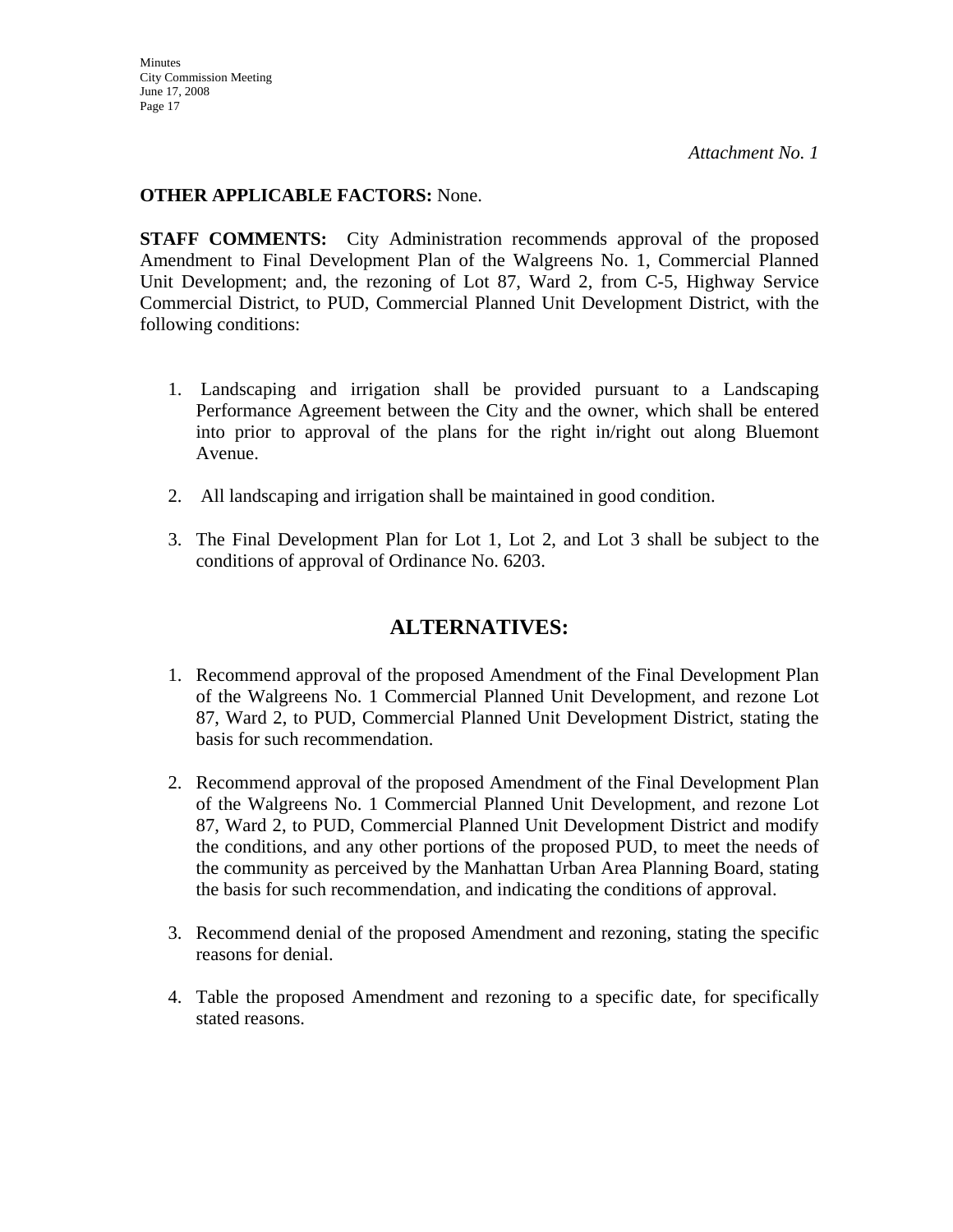*Attachment No. 1*

**OTHER APPLICABLE FACTORS:** None.

**STAFF COMMENTS:** City Administration recommends approval of the proposed Amendment to Final Development Plan of the Walgreens No. 1, Commercial Planned Unit Development; and, the rezoning of Lot 87, Ward 2, from C-5, Highway Service Commercial District, to PUD, Commercial Planned Unit Development District, with the following conditions:

1. Landscaping and irrigation shall be provided pursuant to a Landscaping Performance Agreement between the City and the owner, which shall be entered into prior to approval of the plans for the right in/right out along Bluemont Avenue.
2. All landscaping and irrigation shall be maintained in good condition.
3. The Final Development Plan for Lot 1, Lot 2, and Lot 3 shall be subject to the conditions of approval of Ordinance No. 6203.

## ALTERNATIVES:

1. Recommend approval of the proposed Amendment of the Final Development Plan of the Walgreens No. 1 Commercial Planned Unit Development, and rezone Lot 87, Ward 2, to PUD, Commercial Planned Unit Development District, stating the basis for such recommendation.
2. Recommend approval of the proposed Amendment of the Final Development Plan of the Walgreens No. 1 Commercial Planned Unit Development, and rezone Lot 87, Ward 2, to PUD, Commercial Planned Unit Development District and modify the conditions, and any other portions of the proposed PUD, to meet the needs of the community as perceived by the Manhattan Urban Area Planning Board, stating the basis for such recommendation, and indicating the conditions of approval.
3. Recommend denial of the proposed Amendment and rezoning, stating the specific reasons for denial.
4. Table the proposed Amendment and rezoning to a specific date, for specifically stated reasons.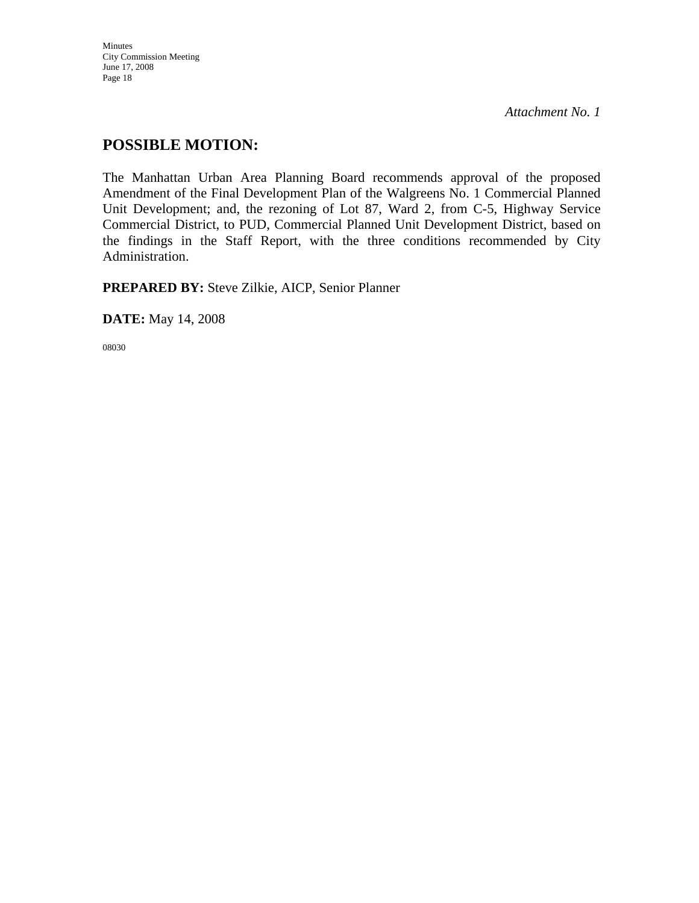*Attachment No. 1*

## POSSIBLE MOTION:

The Manhattan Urban Area Planning Board recommends approval of the proposed Amendment of the Final Development Plan of the Walgreens No. 1 Commercial Planned Unit Development; and, the rezoning of Lot 87, Ward 2, from C-5, Highway Service Commercial District, to PUD, Commercial Planned Unit Development District, based on the findings in the Staff Report, with the three conditions recommended by City Administration.

**PREPARED BY:** Steve Zilkie, AICP, Senior Planner

**DATE:** May 14, 2008

08030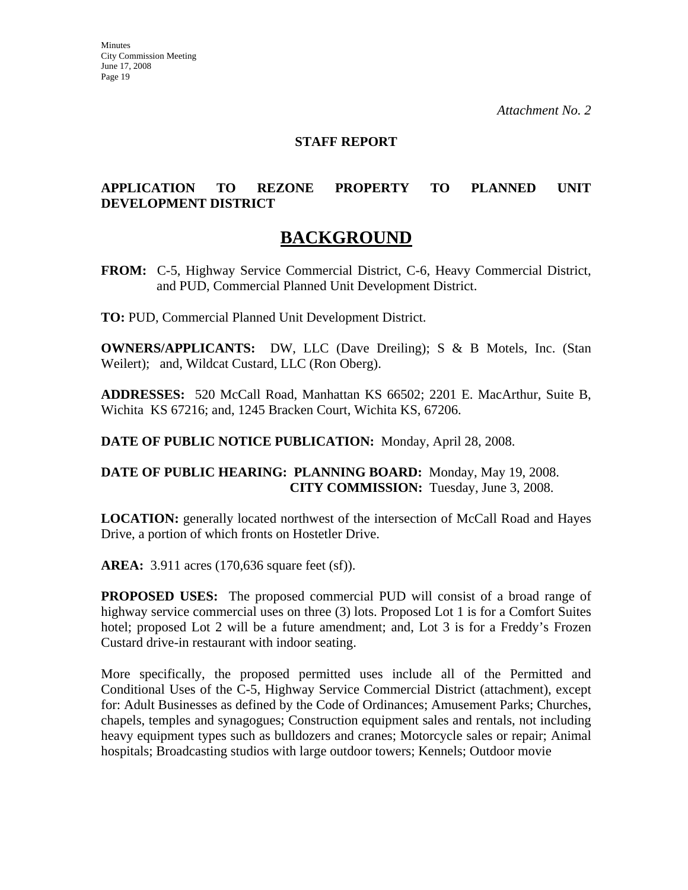*Attachment No. 2*

**STAFF REPORT**

**APPLICATION TO REZONE PROPERTY TO PLANNED UNIT DEVELOPMENT DISTRICT**

# BACKGROUND

**FROM:** C-5, Highway Service Commercial District, C-6, Heavy Commercial District, and PUD, Commercial Planned Unit Development District.

**TO:** PUD, Commercial Planned Unit Development District.

**OWNERS/APPLICANTS:** DW, LLC (Dave Dreiling); S & B Motels, Inc. (Stan Weilert); and, Wildcat Custard, LLC (Ron Oberg).

**ADDRESSES:** 520 McCall Road, Manhattan KS 66502; 2201 E. MacArthur, Suite B, Wichita KS 67216; and, 1245 Bracken Court, Wichita KS, 67206.

**DATE OF PUBLIC NOTICE PUBLICATION:** Monday, April 28, 2008.

**DATE OF PUBLIC HEARING: PLANNING BOARD:** Monday, May 19, 2008.
**CITY COMMISSION:** Tuesday, June 3, 2008.

**LOCATION:** generally located northwest of the intersection of McCall Road and Hayes Drive, a portion of which fronts on Hostetler Drive.

**AREA:** 3.911 acres (170,636 square feet (sf)).

**PROPOSED USES:** The proposed commercial PUD will consist of a broad range of highway service commercial uses on three (3) lots. Proposed Lot 1 is for a Comfort Suites hotel; proposed Lot 2 will be a future amendment; and, Lot 3 is for a Freddy's Frozen Custard drive-in restaurant with indoor seating.

More specifically, the proposed permitted uses include all of the Permitted and Conditional Uses of the C-5, Highway Service Commercial District (attachment), except for: Adult Businesses as defined by the Code of Ordinances; Amusement Parks; Churches, chapels, temples and synagogues; Construction equipment sales and rentals, not including heavy equipment types such as bulldozers and cranes; Motorcycle sales or repair; Animal hospitals; Broadcasting studios with large outdoor towers; Kennels; Outdoor movie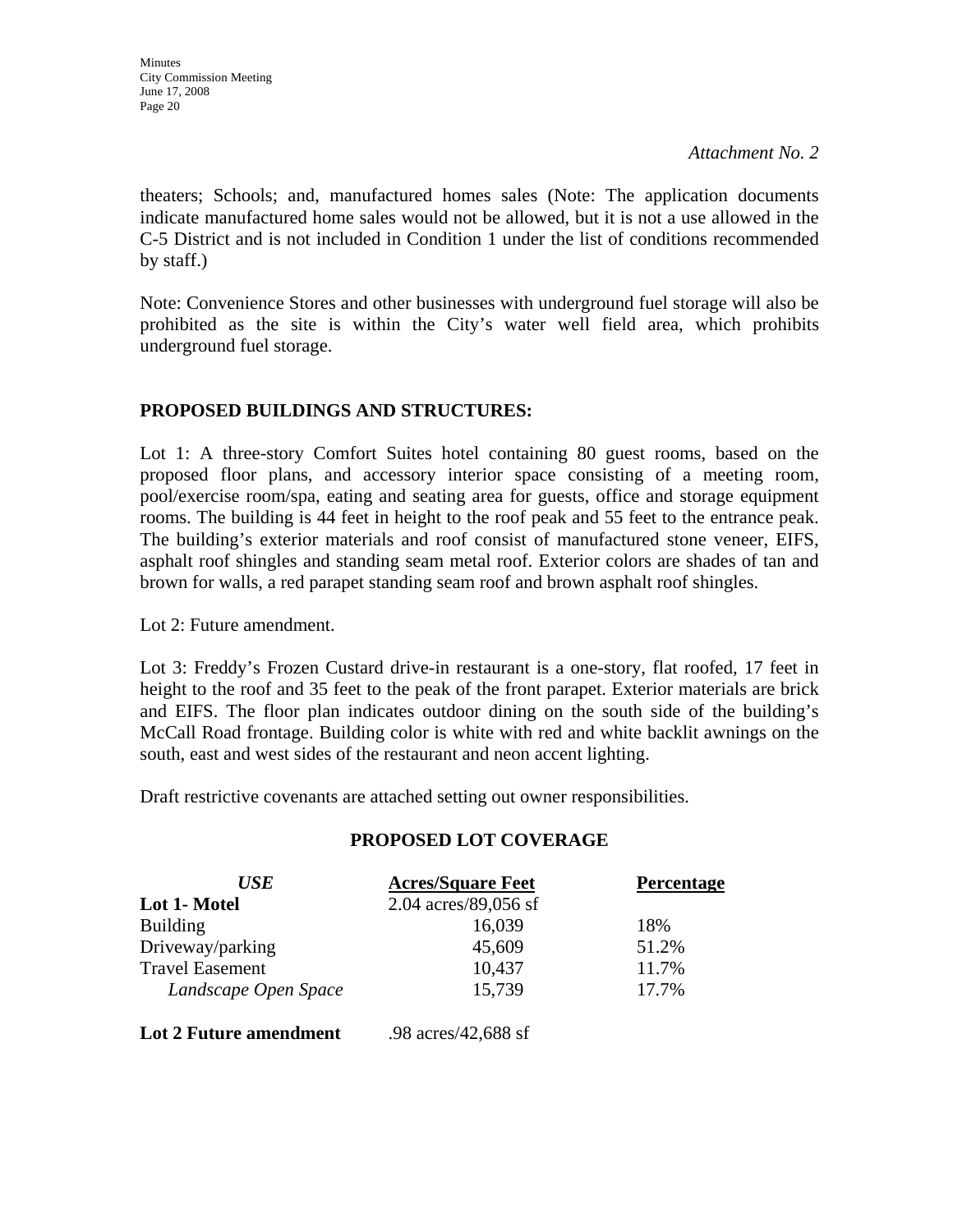*Attachment No. 2*

theaters; Schools; and, manufactured homes sales (Note: The application documents indicate manufactured home sales would not be allowed, but it is not a use allowed in the C-5 District and is not included in Condition 1 under the list of conditions recommended by staff.)

Note: Convenience Stores and other businesses with underground fuel storage will also be prohibited as the site is within the City's water well field area, which prohibits underground fuel storage.

**PROPOSED BUILDINGS AND STRUCTURES:**

Lot 1: A three-story Comfort Suites hotel containing 80 guest rooms, based on the proposed floor plans, and accessory interior space consisting of a meeting room, pool/exercise room/spa, eating and seating area for guests, office and storage equipment rooms. The building is 44 feet in height to the roof peak and 55 feet to the entrance peak. The building's exterior materials and roof consist of manufactured stone veneer, EIFS, asphalt roof shingles and standing seam metal roof. Exterior colors are shades of tan and brown for walls, a red parapet standing seam roof and brown asphalt roof shingles.

Lot 2: Future amendment.

Lot 3: Freddy's Frozen Custard drive-in restaurant is a one-story, flat roofed, 17 feet in height to the roof and 35 feet to the peak of the front parapet. Exterior materials are brick and EIFS. The floor plan indicates outdoor dining on the south side of the building's McCall Road frontage. Building color is white with red and white backlit awnings on the south, east and west sides of the restaurant and neon accent lighting.

Draft restrictive covenants are attached setting out owner responsibilities.

**PROPOSED LOT COVERAGE**

| ***USE*** | **Acres/Square Feet** | **Percentage** |
|---|---|---|
| **Lot 1- Motel** | 2.04 acres/89,056 sf | |
| Building | 16,039 | 18% |
| Driveway/parking | 45,609 | 51.2% |
| Travel Easement | 10,437 | 11.7% |
| *Landscape Open Space* | 15,739 | 17.7% |
| **Lot 2 Future amendment** | .98 acres/42,688 sf | |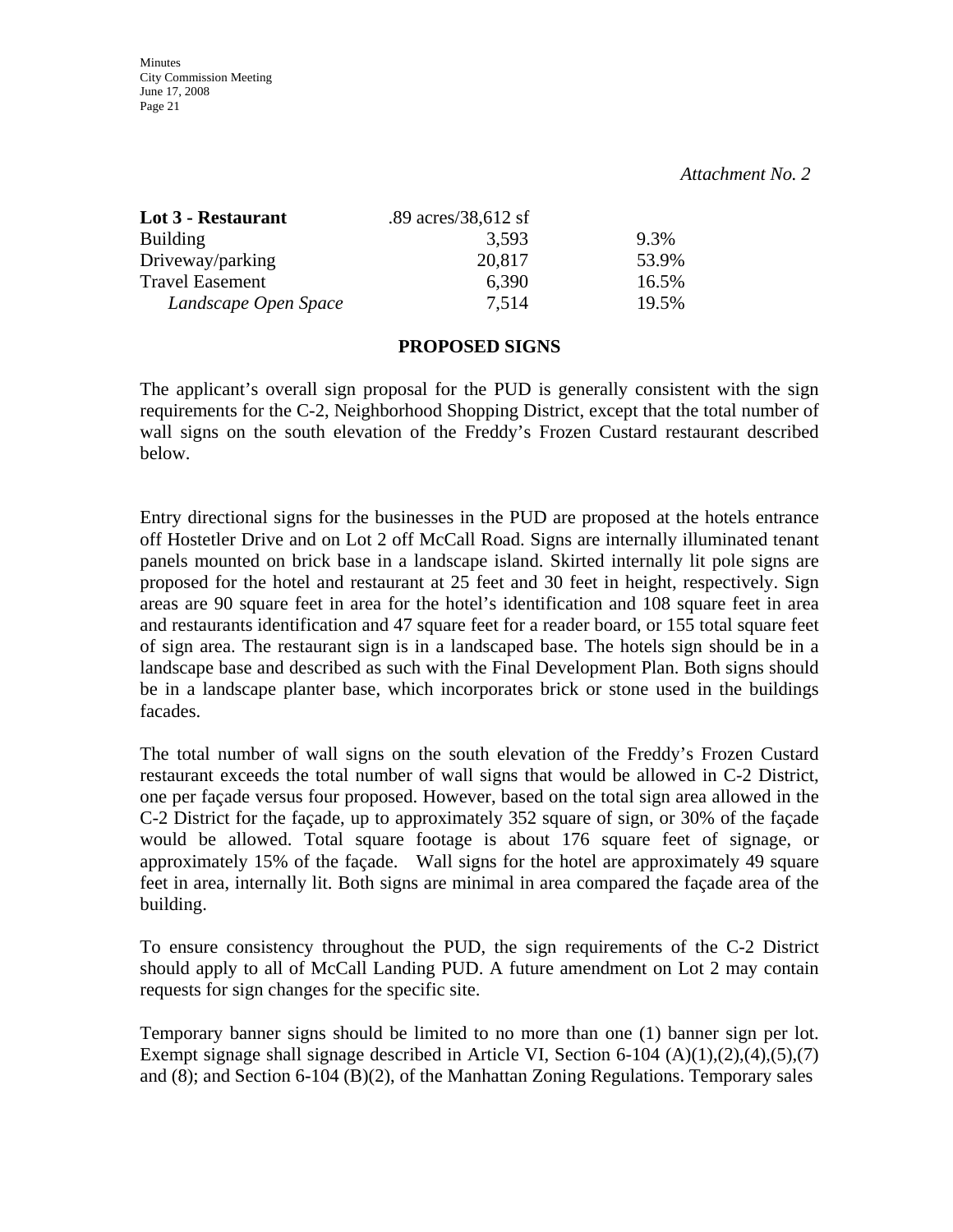*Attachment No. 2*

| **Lot 3 - Restaurant** | .89 acres/38,612 sf | |
|---|---|---|
| Building | 3,593 | 9.3% |
| Driveway/parking | 20,817 | 53.9% |
| Travel Easement | 6,390 | 16.5% |
| *Landscape Open Space* | 7,514 | 19.5% |

**PROPOSED SIGNS**

The applicant's overall sign proposal for the PUD is generally consistent with the sign requirements for the C-2, Neighborhood Shopping District, except that the total number of wall signs on the south elevation of the Freddy's Frozen Custard restaurant described below.

Entry directional signs for the businesses in the PUD are proposed at the hotels entrance off Hostetler Drive and on Lot 2 off McCall Road. Signs are internally illuminated tenant panels mounted on brick base in a landscape island. Skirted internally lit pole signs are proposed for the hotel and restaurant at 25 feet and 30 feet in height, respectively. Sign areas are 90 square feet in area for the hotel's identification and 108 square feet in area and restaurants identification and 47 square feet for a reader board, or 155 total square feet of sign area. The restaurant sign is in a landscaped base. The hotels sign should be in a landscape base and described as such with the Final Development Plan. Both signs should be in a landscape planter base, which incorporates brick or stone used in the buildings facades.

The total number of wall signs on the south elevation of the Freddy's Frozen Custard restaurant exceeds the total number of wall signs that would be allowed in C-2 District, one per façade versus four proposed. However, based on the total sign area allowed in the C-2 District for the façade, up to approximately 352 square of sign, or 30% of the façade would be allowed. Total square footage is about 176 square feet of signage, or approximately 15% of the façade. Wall signs for the hotel are approximately 49 square feet in area, internally lit. Both signs are minimal in area compared the façade area of the building.

To ensure consistency throughout the PUD, the sign requirements of the C-2 District should apply to all of McCall Landing PUD. A future amendment on Lot 2 may contain requests for sign changes for the specific site.

Temporary banner signs should be limited to no more than one (1) banner sign per lot. Exempt signage shall signage described in Article VI, Section 6-104 (A)(1),(2),(4),(5),(7) and (8); and Section 6-104 (B)(2), of the Manhattan Zoning Regulations. Temporary sales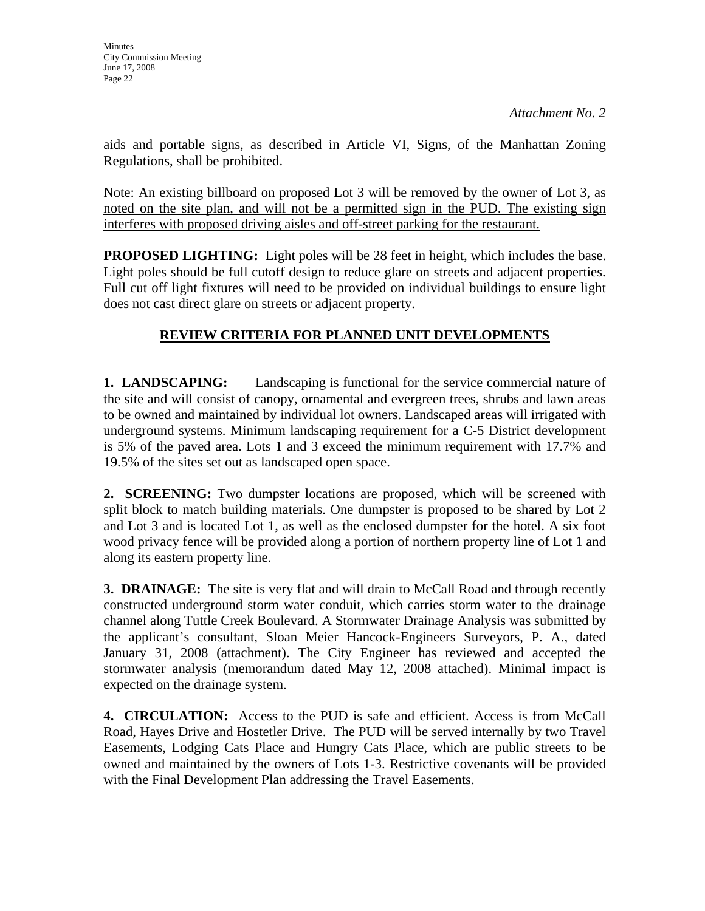*Attachment No. 2*

aids and portable signs, as described in Article VI, Signs, of the Manhattan Zoning Regulations, shall be prohibited.

<u>Note: An existing billboard on proposed Lot 3 will be removed by the owner of Lot 3, as noted on the site plan, and will not be a permitted sign in the PUD. The existing sign interferes with proposed driving aisles and off-street parking for the restaurant.</u>

**PROPOSED LIGHTING:** Light poles will be 28 feet in height, which includes the base. Light poles should be full cutoff design to reduce glare on streets and adjacent properties. Full cut off light fixtures will need to be provided on individual buildings to ensure light does not cast direct glare on streets or adjacent property.

## REVIEW CRITERIA FOR PLANNED UNIT DEVELOPMENTS

**1. LANDSCAPING:** Landscaping is functional for the service commercial nature of the site and will consist of canopy, ornamental and evergreen trees, shrubs and lawn areas to be owned and maintained by individual lot owners. Landscaped areas will irrigated with underground systems. Minimum landscaping requirement for a C-5 District development is 5% of the paved area. Lots 1 and 3 exceed the minimum requirement with 17.7% and 19.5% of the sites set out as landscaped open space.

**2. SCREENING:** Two dumpster locations are proposed, which will be screened with split block to match building materials. One dumpster is proposed to be shared by Lot 2 and Lot 3 and is located Lot 1, as well as the enclosed dumpster for the hotel. A six foot wood privacy fence will be provided along a portion of northern property line of Lot 1 and along its eastern property line.

**3. DRAINAGE:** The site is very flat and will drain to McCall Road and through recently constructed underground storm water conduit, which carries storm water to the drainage channel along Tuttle Creek Boulevard. A Stormwater Drainage Analysis was submitted by the applicant's consultant, Sloan Meier Hancock-Engineers Surveyors, P. A., dated January 31, 2008 (attachment). The City Engineer has reviewed and accepted the stormwater analysis (memorandum dated May 12, 2008 attached). Minimal impact is expected on the drainage system.

**4. CIRCULATION:** Access to the PUD is safe and efficient. Access is from McCall Road, Hayes Drive and Hostetler Drive. The PUD will be served internally by two Travel Easements, Lodging Cats Place and Hungry Cats Place, which are public streets to be owned and maintained by the owners of Lots 1-3. Restrictive covenants will be provided with the Final Development Plan addressing the Travel Easements.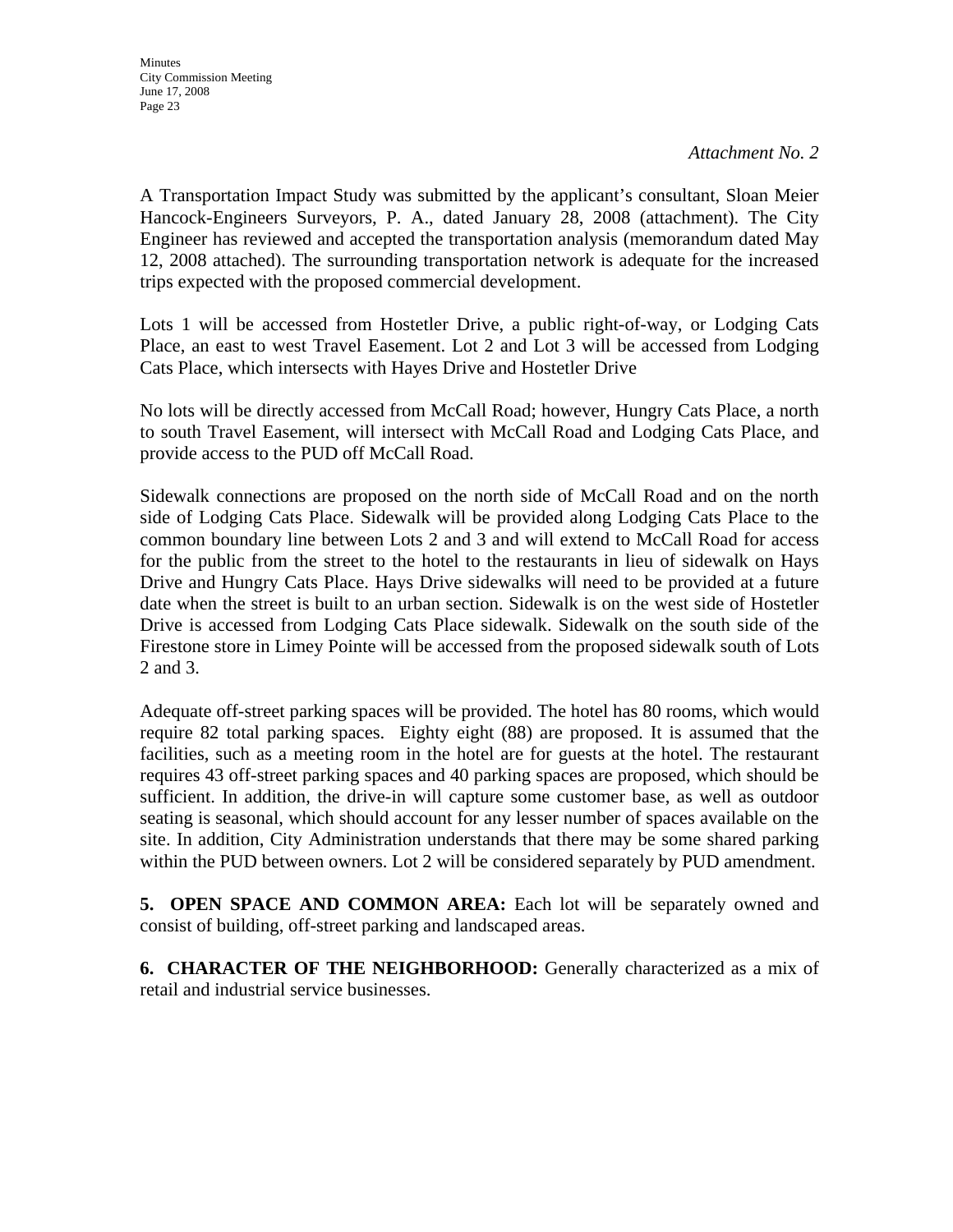*Attachment No. 2*

A Transportation Impact Study was submitted by the applicant's consultant, Sloan Meier Hancock-Engineers Surveyors, P. A., dated January 28, 2008 (attachment). The City Engineer has reviewed and accepted the transportation analysis (memorandum dated May 12, 2008 attached). The surrounding transportation network is adequate for the increased trips expected with the proposed commercial development.

Lots 1 will be accessed from Hostetler Drive, a public right-of-way, or Lodging Cats Place, an east to west Travel Easement. Lot 2 and Lot 3 will be accessed from Lodging Cats Place, which intersects with Hayes Drive and Hostetler Drive

No lots will be directly accessed from McCall Road; however, Hungry Cats Place, a north to south Travel Easement, will intersect with McCall Road and Lodging Cats Place, and provide access to the PUD off McCall Road.

Sidewalk connections are proposed on the north side of McCall Road and on the north side of Lodging Cats Place. Sidewalk will be provided along Lodging Cats Place to the common boundary line between Lots 2 and 3 and will extend to McCall Road for access for the public from the street to the hotel to the restaurants in lieu of sidewalk on Hays Drive and Hungry Cats Place. Hays Drive sidewalks will need to be provided at a future date when the street is built to an urban section. Sidewalk is on the west side of Hostetler Drive is accessed from Lodging Cats Place sidewalk. Sidewalk on the south side of the Firestone store in Limey Pointe will be accessed from the proposed sidewalk south of Lots 2 and 3.

Adequate off-street parking spaces will be provided. The hotel has 80 rooms, which would require 82 total parking spaces. Eighty eight (88) are proposed. It is assumed that the facilities, such as a meeting room in the hotel are for guests at the hotel. The restaurant requires 43 off-street parking spaces and 40 parking spaces are proposed, which should be sufficient. In addition, the drive-in will capture some customer base, as well as outdoor seating is seasonal, which should account for any lesser number of spaces available on the site. In addition, City Administration understands that there may be some shared parking within the PUD between owners. Lot 2 will be considered separately by PUD amendment.

**5. OPEN SPACE AND COMMON AREA:** Each lot will be separately owned and consist of building, off-street parking and landscaped areas.

**6. CHARACTER OF THE NEIGHBORHOOD:** Generally characterized as a mix of retail and industrial service businesses.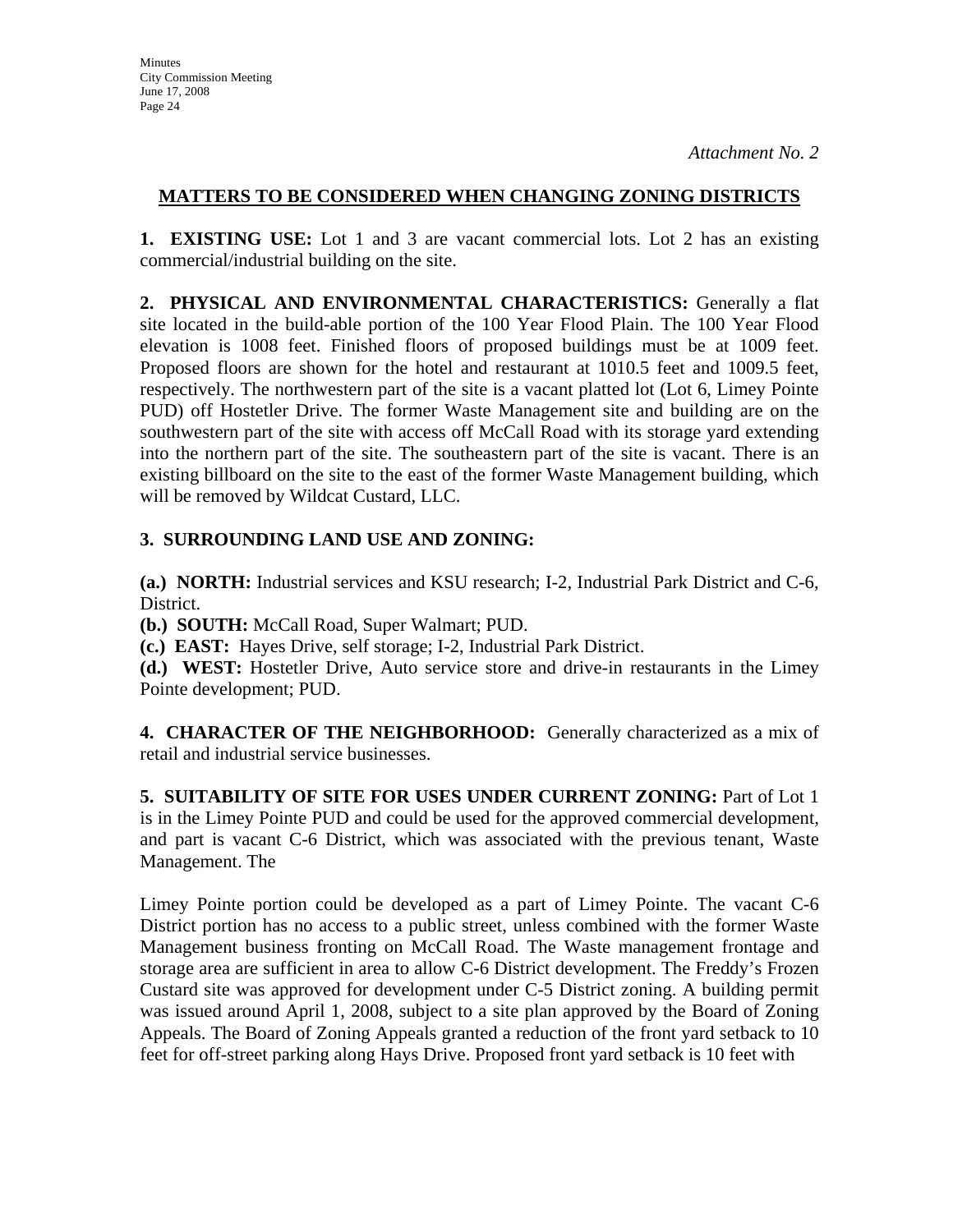*Attachment No. 2*

## MATTERS TO BE CONSIDERED WHEN CHANGING ZONING DISTRICTS

**1. EXISTING USE:** Lot 1 and 3 are vacant commercial lots. Lot 2 has an existing commercial/industrial building on the site.

**2. PHYSICAL AND ENVIRONMENTAL CHARACTERISTICS:** Generally a flat site located in the build-able portion of the 100 Year Flood Plain. The 100 Year Flood elevation is 1008 feet. Finished floors of proposed buildings must be at 1009 feet. Proposed floors are shown for the hotel and restaurant at 1010.5 feet and 1009.5 feet, respectively. The northwestern part of the site is a vacant platted lot (Lot 6, Limey Pointe PUD) off Hostetler Drive. The former Waste Management site and building are on the southwestern part of the site with access off McCall Road with its storage yard extending into the northern part of the site. The southeastern part of the site is vacant. There is an existing billboard on the site to the east of the former Waste Management building, which will be removed by Wildcat Custard, LLC.

**3. SURROUNDING LAND USE AND ZONING:**

**(a.) NORTH:** Industrial services and KSU research; I-2, Industrial Park District and C-6, District.
**(b.) SOUTH:** McCall Road, Super Walmart; PUD.
**(c.) EAST:** Hayes Drive, self storage; I-2, Industrial Park District.
**(d.) WEST:** Hostetler Drive, Auto service store and drive-in restaurants in the Limey Pointe development; PUD.

**4. CHARACTER OF THE NEIGHBORHOOD:** Generally characterized as a mix of retail and industrial service businesses.

**5. SUITABILITY OF SITE FOR USES UNDER CURRENT ZONING:** Part of Lot 1 is in the Limey Pointe PUD and could be used for the approved commercial development, and part is vacant C-6 District, which was associated with the previous tenant, Waste Management. The

Limey Pointe portion could be developed as a part of Limey Pointe. The vacant C-6 District portion has no access to a public street, unless combined with the former Waste Management business fronting on McCall Road. The Waste management frontage and storage area are sufficient in area to allow C-6 District development. The Freddy's Frozen Custard site was approved for development under C-5 District zoning. A building permit was issued around April 1, 2008, subject to a site plan approved by the Board of Zoning Appeals. The Board of Zoning Appeals granted a reduction of the front yard setback to 10 feet for off-street parking along Hays Drive. Proposed front yard setback is 10 feet with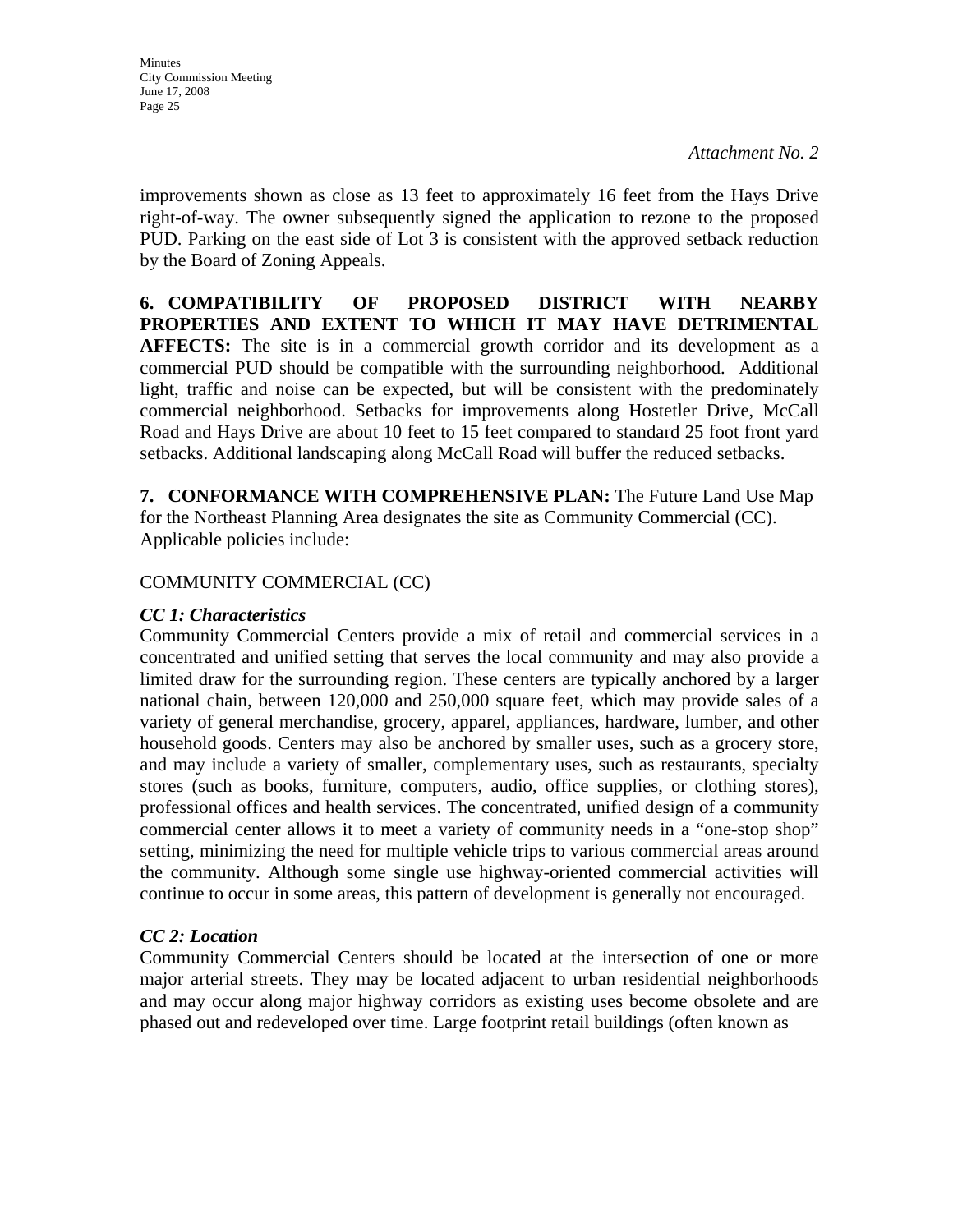*Attachment No. 2*

improvements shown as close as 13 feet to approximately 16 feet from the Hays Drive right-of-way. The owner subsequently signed the application to rezone to the proposed PUD. Parking on the east side of Lot 3 is consistent with the approved setback reduction by the Board of Zoning Appeals.

**6. COMPATIBILITY OF PROPOSED DISTRICT WITH NEARBY PROPERTIES AND EXTENT TO WHICH IT MAY HAVE DETRIMENTAL AFFECTS:** The site is in a commercial growth corridor and its development as a commercial PUD should be compatible with the surrounding neighborhood. Additional light, traffic and noise can be expected, but will be consistent with the predominately commercial neighborhood. Setbacks for improvements along Hostetler Drive, McCall Road and Hays Drive are about 10 feet to 15 feet compared to standard 25 foot front yard setbacks. Additional landscaping along McCall Road will buffer the reduced setbacks.

**7. CONFORMANCE WITH COMPREHENSIVE PLAN:** The Future Land Use Map for the Northeast Planning Area designates the site as Community Commercial (CC). Applicable policies include:

COMMUNITY COMMERCIAL (CC)

***CC 1: Characteristics***

Community Commercial Centers provide a mix of retail and commercial services in a concentrated and unified setting that serves the local community and may also provide a limited draw for the surrounding region. These centers are typically anchored by a larger national chain, between 120,000 and 250,000 square feet, which may provide sales of a variety of general merchandise, grocery, apparel, appliances, hardware, lumber, and other household goods. Centers may also be anchored by smaller uses, such as a grocery store, and may include a variety of smaller, complementary uses, such as restaurants, specialty stores (such as books, furniture, computers, audio, office supplies, or clothing stores), professional offices and health services. The concentrated, unified design of a community commercial center allows it to meet a variety of community needs in a "one-stop shop" setting, minimizing the need for multiple vehicle trips to various commercial areas around the community. Although some single use highway-oriented commercial activities will continue to occur in some areas, this pattern of development is generally not encouraged.

***CC 2: Location***

Community Commercial Centers should be located at the intersection of one or more major arterial streets. They may be located adjacent to urban residential neighborhoods and may occur along major highway corridors as existing uses become obsolete and are phased out and redeveloped over time. Large footprint retail buildings (often known as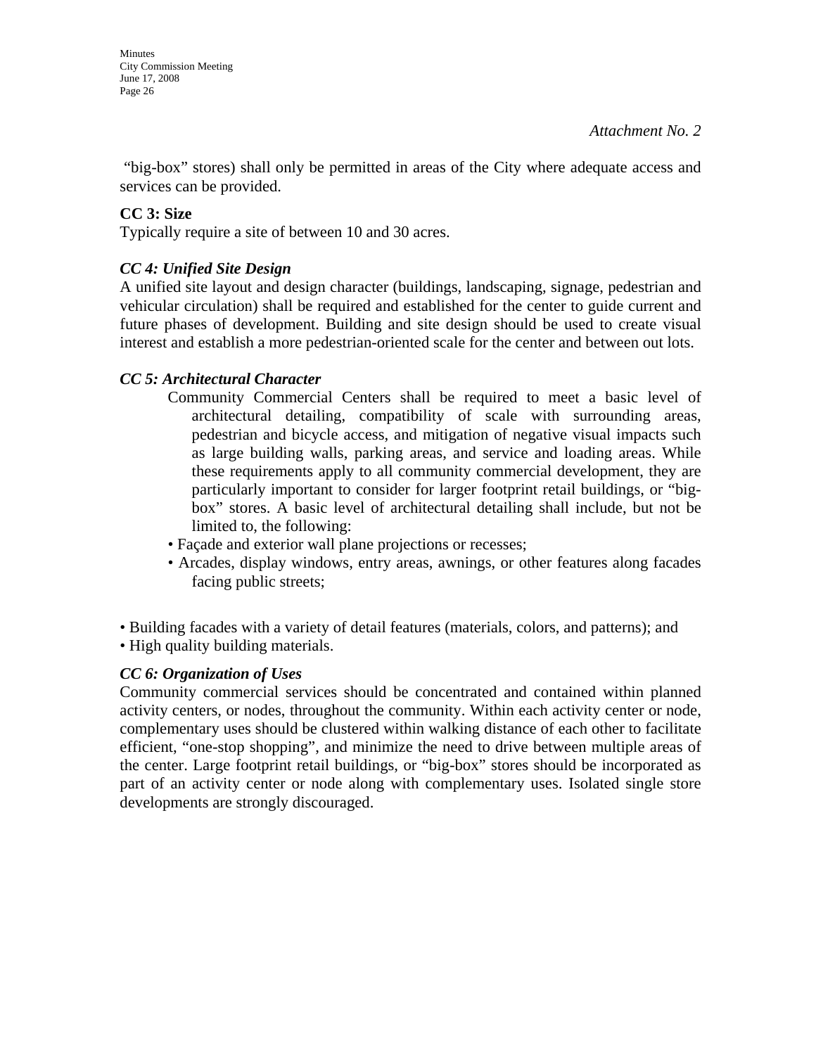*Attachment No. 2*

"big-box" stores) shall only be permitted in areas of the City where adequate access and services can be provided.

**CC 3: Size**

Typically require a site of between 10 and 30 acres.

***CC 4: Unified Site Design***

A unified site layout and design character (buildings, landscaping, signage, pedestrian and vehicular circulation) shall be required and established for the center to guide current and future phases of development. Building and site design should be used to create visual interest and establish a more pedestrian-oriented scale for the center and between out lots.

***CC 5: Architectural Character***

Community Commercial Centers shall be required to meet a basic level of architectural detailing, compatibility of scale with surrounding areas, pedestrian and bicycle access, and mitigation of negative visual impacts such as large building walls, parking areas, and service and loading areas. While these requirements apply to all community commercial development, they are particularly important to consider for larger footprint retail buildings, or "big-box" stores. A basic level of architectural detailing shall include, but not be limited to, the following:

- Façade and exterior wall plane projections or recesses;
- Arcades, display windows, entry areas, awnings, or other features along facades facing public streets;
- Building facades with a variety of detail features (materials, colors, and patterns); and
- High quality building materials.

***CC 6: Organization of Uses***

Community commercial services should be concentrated and contained within planned activity centers, or nodes, throughout the community. Within each activity center or node, complementary uses should be clustered within walking distance of each other to facilitate efficient, "one-stop shopping", and minimize the need to drive between multiple areas of the center. Large footprint retail buildings, or "big-box" stores should be incorporated as part of an activity center or node along with complementary uses. Isolated single store developments are strongly discouraged.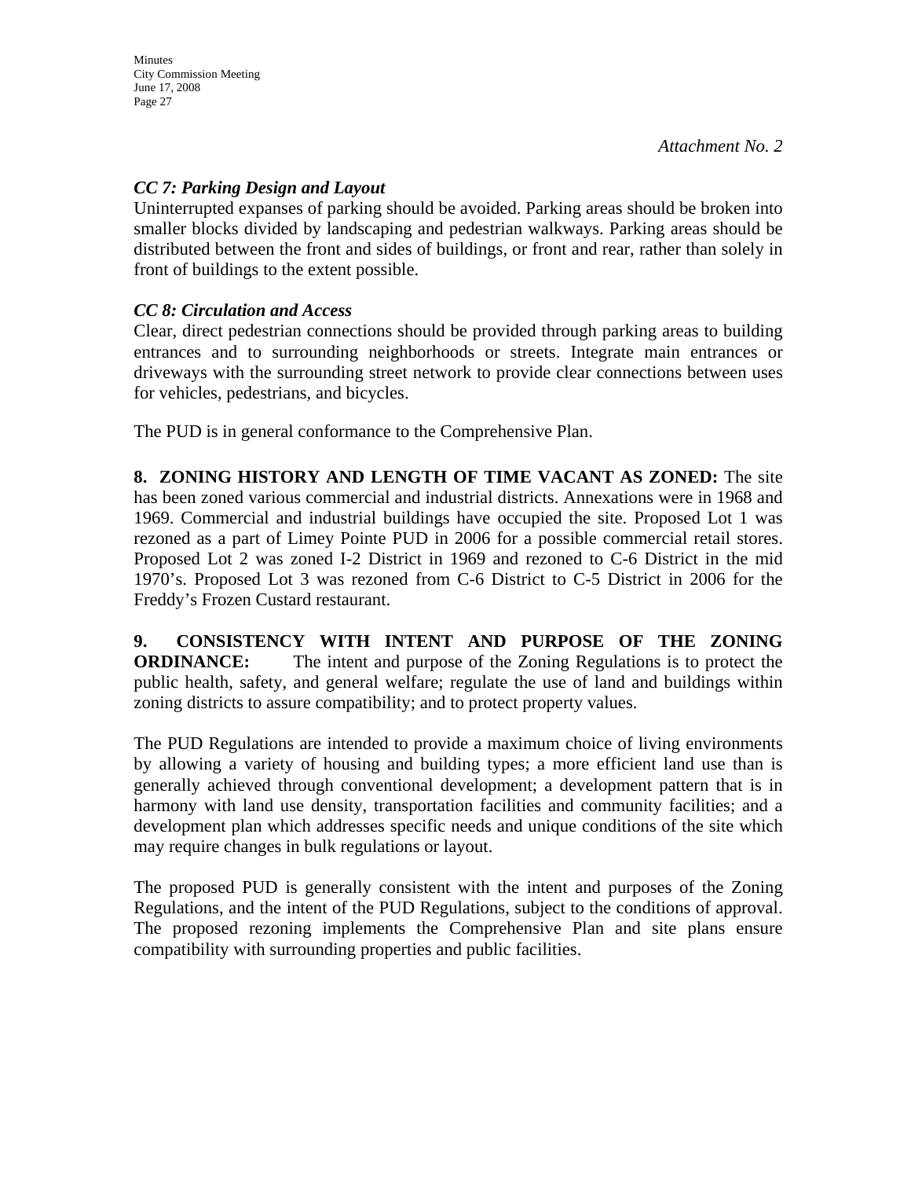*Attachment No. 2*

***CC 7: Parking Design and Layout***

Uninterrupted expanses of parking should be avoided. Parking areas should be broken into smaller blocks divided by landscaping and pedestrian walkways. Parking areas should be distributed between the front and sides of buildings, or front and rear, rather than solely in front of buildings to the extent possible.

***CC 8: Circulation and Access***

Clear, direct pedestrian connections should be provided through parking areas to building entrances and to surrounding neighborhoods or streets. Integrate main entrances or driveways with the surrounding street network to provide clear connections between uses for vehicles, pedestrians, and bicycles.

The PUD is in general conformance to the Comprehensive Plan.

**8. ZONING HISTORY AND LENGTH OF TIME VACANT AS ZONED:** The site has been zoned various commercial and industrial districts. Annexations were in 1968 and 1969. Commercial and industrial buildings have occupied the site. Proposed Lot 1 was rezoned as a part of Limey Pointe PUD in 2006 for a possible commercial retail stores. Proposed Lot 2 was zoned I-2 District in 1969 and rezoned to C-6 District in the mid 1970's. Proposed Lot 3 was rezoned from C-6 District to C-5 District in 2006 for the Freddy's Frozen Custard restaurant.

**9. CONSISTENCY WITH INTENT AND PURPOSE OF THE ZONING ORDINANCE:** The intent and purpose of the Zoning Regulations is to protect the public health, safety, and general welfare; regulate the use of land and buildings within zoning districts to assure compatibility; and to protect property values.

The PUD Regulations are intended to provide a maximum choice of living environments by allowing a variety of housing and building types; a more efficient land use than is generally achieved through conventional development; a development pattern that is in harmony with land use density, transportation facilities and community facilities; and a development plan which addresses specific needs and unique conditions of the site which may require changes in bulk regulations or layout.

The proposed PUD is generally consistent with the intent and purposes of the Zoning Regulations, and the intent of the PUD Regulations, subject to the conditions of approval. The proposed rezoning implements the Comprehensive Plan and site plans ensure compatibility with surrounding properties and public facilities.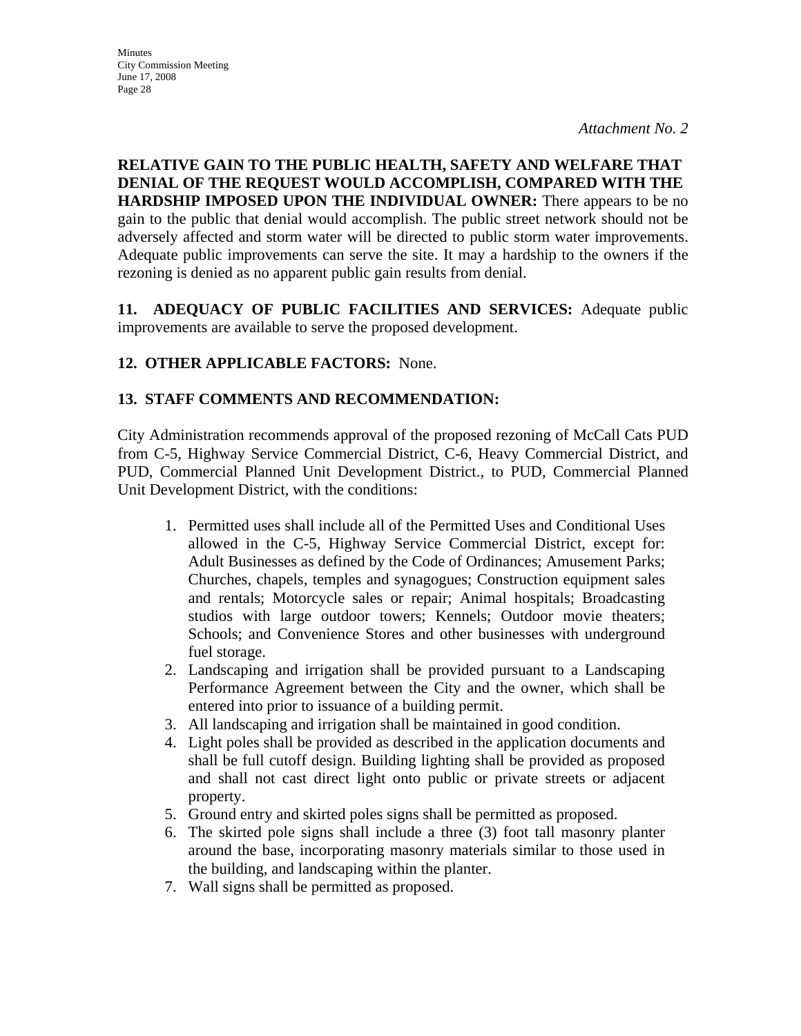*Attachment No. 2*

**RELATIVE GAIN TO THE PUBLIC HEALTH, SAFETY AND WELFARE THAT DENIAL OF THE REQUEST WOULD ACCOMPLISH, COMPARED WITH THE HARDSHIP IMPOSED UPON THE INDIVIDUAL OWNER:** There appears to be no gain to the public that denial would accomplish. The public street network should not be adversely affected and storm water will be directed to public storm water improvements. Adequate public improvements can serve the site. It may a hardship to the owners if the rezoning is denied as no apparent public gain results from denial.

**11. ADEQUACY OF PUBLIC FACILITIES AND SERVICES:** Adequate public improvements are available to serve the proposed development.

**12. OTHER APPLICABLE FACTORS:** None.

**13. STAFF COMMENTS AND RECOMMENDATION:**

City Administration recommends approval of the proposed rezoning of McCall Cats PUD from C-5, Highway Service Commercial District, C-6, Heavy Commercial District, and PUD, Commercial Planned Unit Development District., to PUD, Commercial Planned Unit Development District, with the conditions:

1. Permitted uses shall include all of the Permitted Uses and Conditional Uses allowed in the C-5, Highway Service Commercial District, except for: Adult Businesses as defined by the Code of Ordinances; Amusement Parks; Churches, chapels, temples and synagogues; Construction equipment sales and rentals; Motorcycle sales or repair; Animal hospitals; Broadcasting studios with large outdoor towers; Kennels; Outdoor movie theaters; Schools; and Convenience Stores and other businesses with underground fuel storage.
2. Landscaping and irrigation shall be provided pursuant to a Landscaping Performance Agreement between the City and the owner, which shall be entered into prior to issuance of a building permit.
3. All landscaping and irrigation shall be maintained in good condition.
4. Light poles shall be provided as described in the application documents and shall be full cutoff design. Building lighting shall be provided as proposed and shall not cast direct light onto public or private streets or adjacent property.
5. Ground entry and skirted poles signs shall be permitted as proposed.
6. The skirted pole signs shall include a three (3) foot tall masonry planter around the base, incorporating masonry materials similar to those used in the building, and landscaping within the planter.
7. Wall signs shall be permitted as proposed.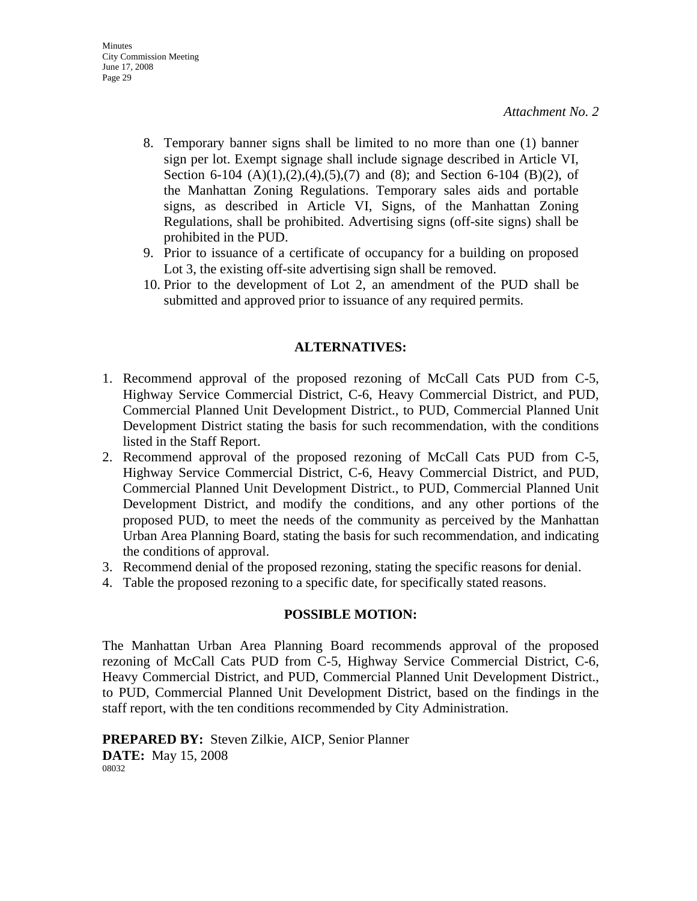*Attachment No. 2*

8. Temporary banner signs shall be limited to no more than one (1) banner sign per lot. Exempt signage shall include signage described in Article VI, Section 6-104 (A)(1),(2),(4),(5),(7) and (8); and Section 6-104 (B)(2), of the Manhattan Zoning Regulations. Temporary sales aids and portable signs, as described in Article VI, Signs, of the Manhattan Zoning Regulations, shall be prohibited. Advertising signs (off-site signs) shall be prohibited in the PUD.
9. Prior to issuance of a certificate of occupancy for a building on proposed Lot 3, the existing off-site advertising sign shall be removed.
10. Prior to the development of Lot 2, an amendment of the PUD shall be submitted and approved prior to issuance of any required permits.

## ALTERNATIVES:

1. Recommend approval of the proposed rezoning of McCall Cats PUD from C-5, Highway Service Commercial District, C-6, Heavy Commercial District, and PUD, Commercial Planned Unit Development District., to PUD, Commercial Planned Unit Development District stating the basis for such recommendation, with the conditions listed in the Staff Report.
2. Recommend approval of the proposed rezoning of McCall Cats PUD from C-5, Highway Service Commercial District, C-6, Heavy Commercial District, and PUD, Commercial Planned Unit Development District., to PUD, Commercial Planned Unit Development District, and modify the conditions, and any other portions of the proposed PUD, to meet the needs of the community as perceived by the Manhattan Urban Area Planning Board, stating the basis for such recommendation, and indicating the conditions of approval.
3. Recommend denial of the proposed rezoning, stating the specific reasons for denial.
4. Table the proposed rezoning to a specific date, for specifically stated reasons.

## POSSIBLE MOTION:

The Manhattan Urban Area Planning Board recommends approval of the proposed rezoning of McCall Cats PUD from C-5, Highway Service Commercial District, C-6, Heavy Commercial District, and PUD, Commercial Planned Unit Development District., to PUD, Commercial Planned Unit Development District, based on the findings in the staff report, with the ten conditions recommended by City Administration.

**PREPARED BY:** Steven Zilkie, AICP, Senior Planner
**DATE:** May 15, 2008
08032